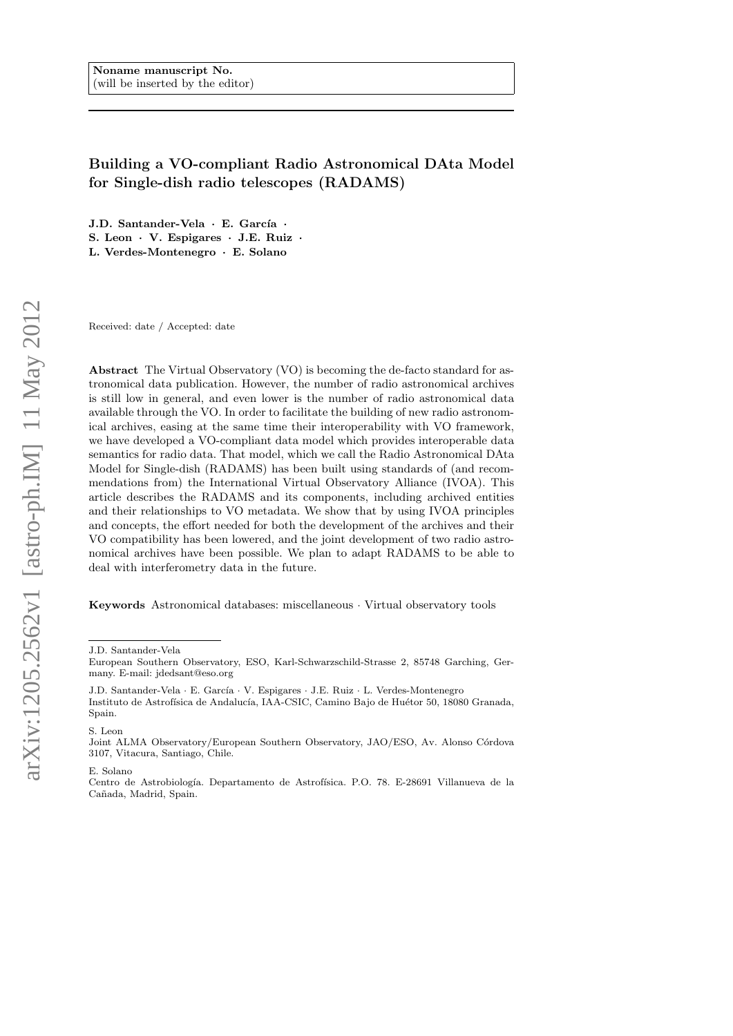Noname manuscript No.
(will be inserted by the editor)

# Building a VO-compliant Radio Astronomical DAta Model for Single-dish radio telescopes (RADAMS)

**J.D. Santander-Vela · E. García · S. Leon · V. Espigares · J.E. Ruiz · L. Verdes-Montenegro · E. Solano**

Received: date / Accepted: date

**Abstract** The Virtual Observatory (VO) is becoming the de-facto standard for astronomical data publication. However, the number of radio astronomical archives is still low in general, and even lower is the number of radio astronomical data available through the VO. In order to facilitate the building of new radio astronomical archives, easing at the same time their interoperability with VO framework, we have developed a VO-compliant data model which provides interoperable data semantics for radio data. That model, which we call the Radio Astronomical DAta Model for Single-dish (RADAMS) has been built using standards of (and recommendations from) the International Virtual Observatory Alliance (IVOA). This article describes the RADAMS and its components, including archived entities and their relationships to VO metadata. We show that by using IVOA principles and concepts, the effort needed for both the development of the archives and their VO compatibility has been lowered, and the joint development of two radio astronomical archives have been possible. We plan to adapt RADAMS to be able to deal with interferometry data in the future.

**Keywords** Astronomical databases: miscellaneous · Virtual observatory tools

---

J.D. Santander-Vela
European Southern Observatory, ESO, Karl-Schwarzschild-Strasse 2, 85748 Garching, Germany. E-mail: jdedsant@eso.org

J.D. Santander-Vela · E. García · V. Espigares · J.E. Ruiz · L. Verdes-Montenegro
Instituto de Astrofísica de Andalucía, IAA-CSIC, Camino Bajo de Huétor 50, 18080 Granada, Spain.

S. Leon
Joint ALMA Observatory/European Southern Observatory, JAO/ESO, Av. Alonso Córdova 3107, Vitacura, Santiago, Chile.

E. Solano
Centro de Astrobiología. Departamento de Astrofísica. P.O. 78. E-28691 Villanueva de la Cañada, Madrid, Spain.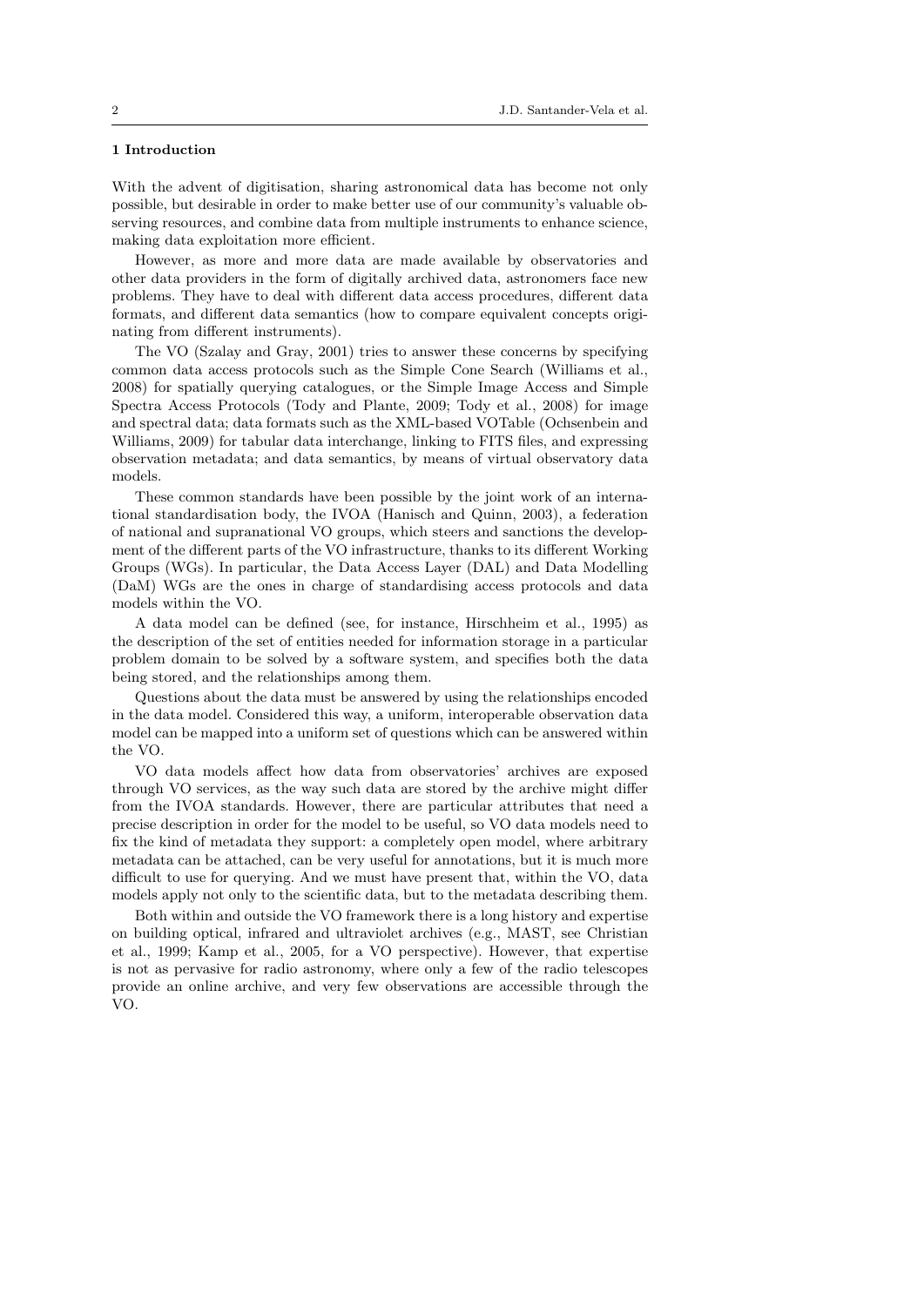## 1 Introduction

With the advent of digitisation, sharing astronomical data has become not only possible, but desirable in order to make better use of our community's valuable observing resources, and combine data from multiple instruments to enhance science, making data exploitation more efficient.

However, as more and more data are made available by observatories and other data providers in the form of digitally archived data, astronomers face new problems. They have to deal with different data access procedures, different data formats, and different data semantics (how to compare equivalent concepts originating from different instruments).

The VO (Szalay and Gray, 2001) tries to answer these concerns by specifying common data access protocols such as the Simple Cone Search (Williams et al., 2008) for spatially querying catalogues, or the Simple Image Access and Simple Spectra Access Protocols (Tody and Plante, 2009; Tody et al., 2008) for image and spectral data; data formats such as the XML-based VOTable (Ochsenbein and Williams, 2009) for tabular data interchange, linking to FITS files, and expressing observation metadata; and data semantics, by means of virtual observatory data models.

These common standards have been possible by the joint work of an international standardisation body, the IVOA (Hanisch and Quinn, 2003), a federation of national and supranational VO groups, which steers and sanctions the development of the different parts of the VO infrastructure, thanks to its different Working Groups (WGs). In particular, the Data Access Layer (DAL) and Data Modelling (DaM) WGs are the ones in charge of standardising access protocols and data models within the VO.

A data model can be defined (see, for instance, Hirschheim et al., 1995) as the description of the set of entities needed for information storage in a particular problem domain to be solved by a software system, and specifies both the data being stored, and the relationships among them.

Questions about the data must be answered by using the relationships encoded in the data model. Considered this way, a uniform, interoperable observation data model can be mapped into a uniform set of questions which can be answered within the VO.

VO data models affect how data from observatories' archives are exposed through VO services, as the way such data are stored by the archive might differ from the IVOA standards. However, there are particular attributes that need a precise description in order for the model to be useful, so VO data models need to fix the kind of metadata they support: a completely open model, where arbitrary metadata can be attached, can be very useful for annotations, but it is much more difficult to use for querying. And we must have present that, within the VO, data models apply not only to the scientific data, but to the metadata describing them.

Both within and outside the VO framework there is a long history and expertise on building optical, infrared and ultraviolet archives (e.g., MAST, see Christian et al., 1999; Kamp et al., 2005, for a VO perspective). However, that expertise is not as pervasive for radio astronomy, where only a few of the radio telescopes provide an online archive, and very few observations are accessible through the VO.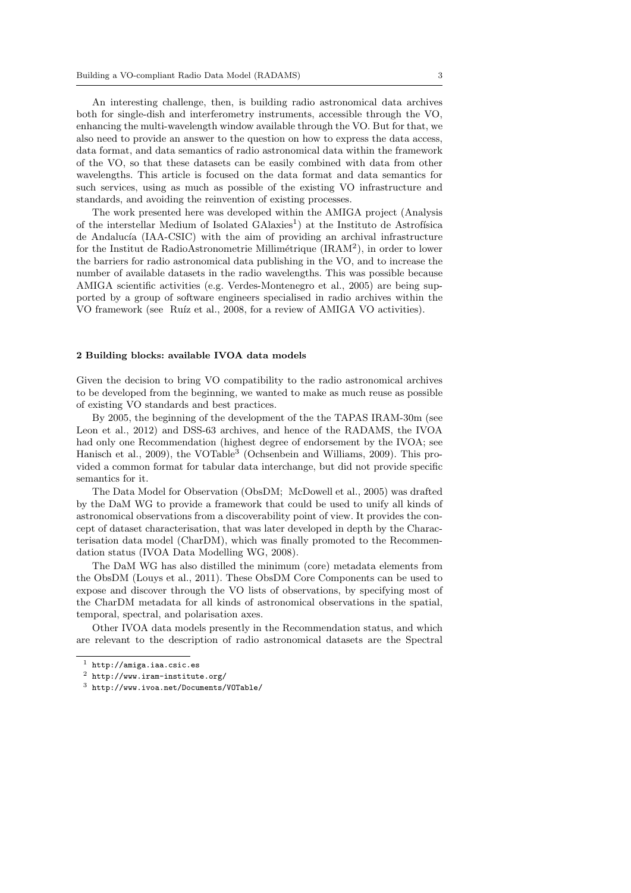An interesting challenge, then, is building radio astronomical data archives both for single-dish and interferometry instruments, accessible through the VO, enhancing the multi-wavelength window available through the VO. But for that, we also need to provide an answer to the question on how to express the data access, data format, and data semantics of radio astronomical data within the framework of the VO, so that these datasets can be easily combined with data from other wavelengths. This article is focused on the data format and data semantics for such services, using as much as possible of the existing VO infrastructure and standards, and avoiding the reinvention of existing processes.

The work presented here was developed within the AMIGA project (Analysis of the interstellar Medium of Isolated GAlaxies[1]) at the Instituto de Astrofísica de Andalucía (IAA-CSIC) with the aim of providing an archival infrastructure for the Institut de RadioAstronometrie Millimétrique (IRAM[2]), in order to lower the barriers for radio astronomical data publishing in the VO, and to increase the number of available datasets in the radio wavelengths. This was possible because AMIGA scientific activities (e.g. Verdes-Montenegro et al., 2005) are being supported by a group of software engineers specialised in radio archives within the VO framework (see Ruíz et al., 2008, for a review of AMIGA VO activities).

## 2 Building blocks: available IVOA data models

Given the decision to bring VO compatibility to the radio astronomical archives to be developed from the beginning, we wanted to make as much reuse as possible of existing VO standards and best practices.

By 2005, the beginning of the development of the the TAPAS IRAM-30m (see Leon et al., 2012) and DSS-63 archives, and hence of the RADAMS, the IVOA had only one Recommendation (highest degree of endorsement by the IVOA; see Hanisch et al., 2009), the VOTable[3] (Ochsenbein and Williams, 2009). This provided a common format for tabular data interchange, but did not provide specific semantics for it.

The Data Model for Observation (ObsDM; McDowell et al., 2005) was drafted by the DaM WG to provide a framework that could be used to unify all kinds of astronomical observations from a discoverability point of view. It provides the concept of dataset characterisation, that was later developed in depth by the Characterisation data model (CharDM), which was finally promoted to the Recommendation status (IVOA Data Modelling WG, 2008).

The DaM WG has also distilled the minimum (core) metadata elements from the ObsDM (Louys et al., 2011). These ObsDM Core Components can be used to expose and discover through the VO lists of observations, by specifying most of the CharDM metadata for all kinds of astronomical observations in the spatial, temporal, spectral, and polarisation axes.

Other IVOA data models presently in the Recommendation status, and which are relevant to the description of radio astronomical datasets are the Spectral

[1] http://amiga.iaa.csic.es

[2] http://www.iram-institute.org/

[3] http://www.ivoa.net/Documents/VOTable/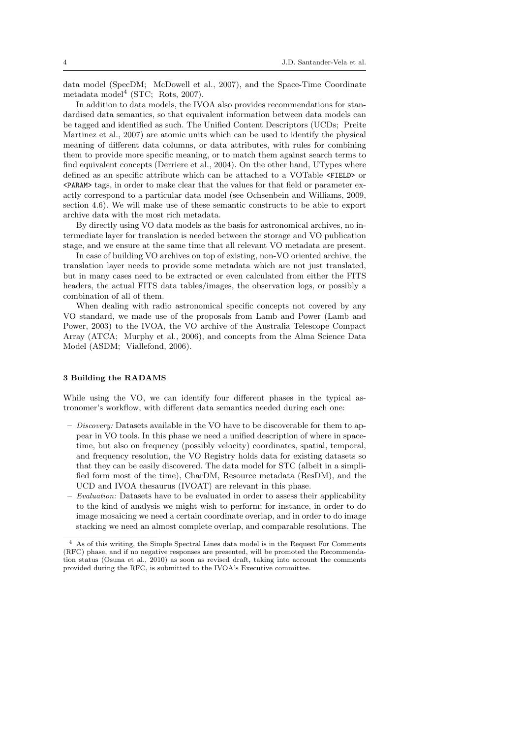data model (SpecDM; McDowell et al., 2007), and the Space-Time Coordinate metadata model[4] (STC; Rots, 2007).

In addition to data models, the IVOA also provides recommendations for standardised data semantics, so that equivalent information between data models can be tagged and identified as such. The Unified Content Descriptors (UCDs; Preite Martinez et al., 2007) are atomic units which can be used to identify the physical meaning of different data columns, or data attributes, with rules for combining them to provide more specific meaning, or to match them against search terms to find equivalent concepts (Derriere et al., 2004). On the other hand, UTypes where defined as an specific attribute which can be attached to a VOTable `<FIELD>` or `<PARAM>` tags, in order to make clear that the values for that field or parameter exactly correspond to a particular data model (see Ochsenbein and Williams, 2009, section 4.6). We will make use of these semantic constructs to be able to export archive data with the most rich metadata.

By directly using VO data models as the basis for astronomical archives, no intermediate layer for translation is needed between the storage and VO publication stage, and we ensure at the same time that all relevant VO metadata are present.

In case of building VO archives on top of existing, non-VO oriented archive, the translation layer needs to provide some metadata which are not just translated, but in many cases need to be extracted or even calculated from either the FITS headers, the actual FITS data tables/images, the observation logs, or possibly a combination of all of them.

When dealing with radio astronomical specific concepts not covered by any VO standard, we made use of the proposals from Lamb and Power (Lamb and Power, 2003) to the IVOA, the VO archive of the Australia Telescope Compact Array (ATCA; Murphy et al., 2006), and concepts from the Alma Science Data Model (ASDM; Viallefond, 2006).

## 3 Building the RADAMS

While using the VO, we can identify four different phases in the typical astronomer's workflow, with different data semantics needed during each one:

- *Discovery:* Datasets available in the VO have to be discoverable for them to appear in VO tools. In this phase we need a unified description of where in space-time, but also on frequency (possibly velocity) coordinates, spatial, temporal, and frequency resolution, the VO Registry holds data for existing datasets so that they can be easily discovered. The data model for STC (albeit in a simplified form most of the time), CharDM, Resource metadata (ResDM), and the UCD and IVOA thesaurus (IVOAT) are relevant in this phase.
- *Evaluation:* Datasets have to be evaluated in order to assess their applicability to the kind of analysis we might wish to perform; for instance, in order to do image mosaicing we need a certain coordinate overlap, and in order to do image stacking we need an almost complete overlap, and comparable resolutions. The

[4] As of this writing, the Simple Spectral Lines data model is in the Request For Comments (RFC) phase, and if no negative responses are presented, will be promoted the Recommendation status (Osuna et al., 2010) as soon as revised draft, taking into account the comments provided during the RFC, is submitted to the IVOA's Executive committee.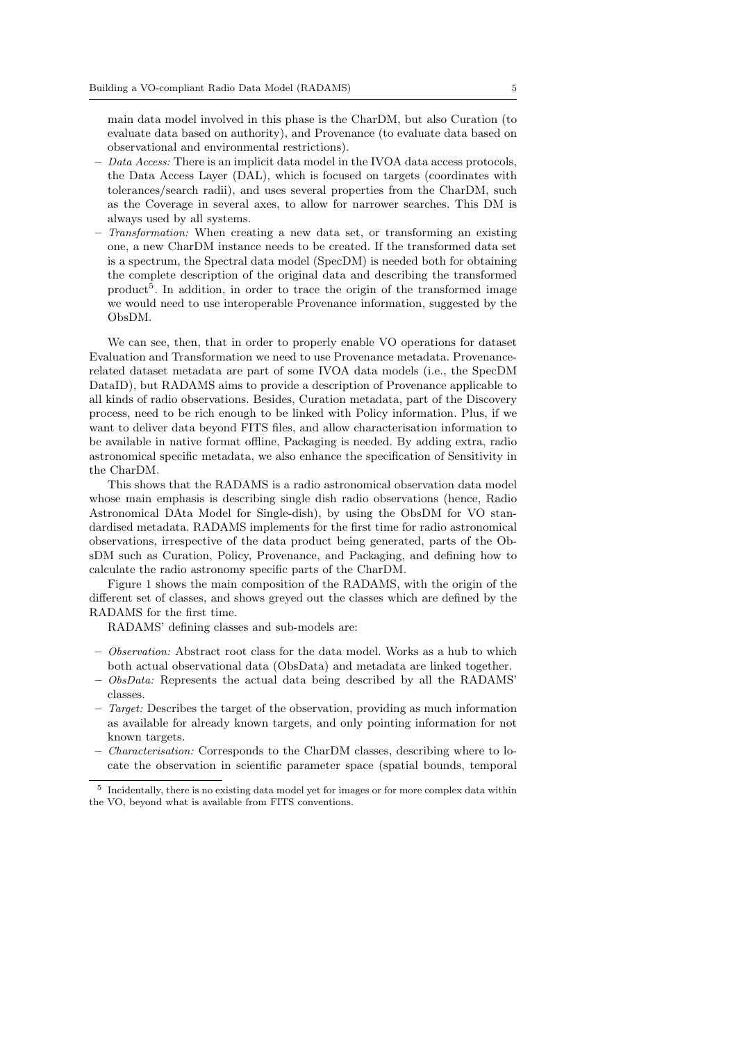main data model involved in this phase is the CharDM, but also Curation (to evaluate data based on authority), and Provenance (to evaluate data based on observational and environmental restrictions).

- *Data Access:* There is an implicit data model in the IVOA data access protocols, the Data Access Layer (DAL), which is focused on targets (coordinates with tolerances/search radii), and uses several properties from the CharDM, such as the Coverage in several axes, to allow for narrower searches. This DM is always used by all systems.
- *Transformation:* When creating a new data set, or transforming an existing one, a new CharDM instance needs to be created. If the transformed data set is a spectrum, the Spectral data model (SpecDM) is needed both for obtaining the complete description of the original data and describing the transformed product[5]. In addition, in order to trace the origin of the transformed image we would need to use interoperable Provenance information, suggested by the ObsDM.

We can see, then, that in order to properly enable VO operations for dataset Evaluation and Transformation we need to use Provenance metadata. Provenance-related dataset metadata are part of some IVOA data models (i.e., the SpecDM DataID), but RADAMS aims to provide a description of Provenance applicable to all kinds of radio observations. Besides, Curation metadata, part of the Discovery process, need to be rich enough to be linked with Policy information. Plus, if we want to deliver data beyond FITS files, and allow characterisation information to be available in native format offline, Packaging is needed. By adding extra, radio astronomical specific metadata, we also enhance the specification of Sensitivity in the CharDM.

This shows that the RADAMS is a radio astronomical observation data model whose main emphasis is describing single dish radio observations (hence, Radio Astronomical DAta Model for Single-dish), by using the ObsDM for VO standardised metadata. RADAMS implements for the first time for radio astronomical observations, irrespective of the data product being generated, parts of the ObsDM such as Curation, Policy, Provenance, and Packaging, and defining how to calculate the radio astronomy specific parts of the CharDM.

Figure 1 shows the main composition of the RADAMS, with the origin of the different set of classes, and shows greyed out the classes which are defined by the RADAMS for the first time.

RADAMS' defining classes and sub-models are:

- *Observation:* Abstract root class for the data model. Works as a hub to which both actual observational data (ObsData) and metadata are linked together.
- *ObsData:* Represents the actual data being described by all the RADAMS' classes.
- *Target:* Describes the target of the observation, providing as much information as available for already known targets, and only pointing information for not known targets.
- *Characterisation:* Corresponds to the CharDM classes, describing where to locate the observation in scientific parameter space (spatial bounds, temporal

[5] Incidentally, there is no existing data model yet for images or for more complex data within the VO, beyond what is available from FITS conventions.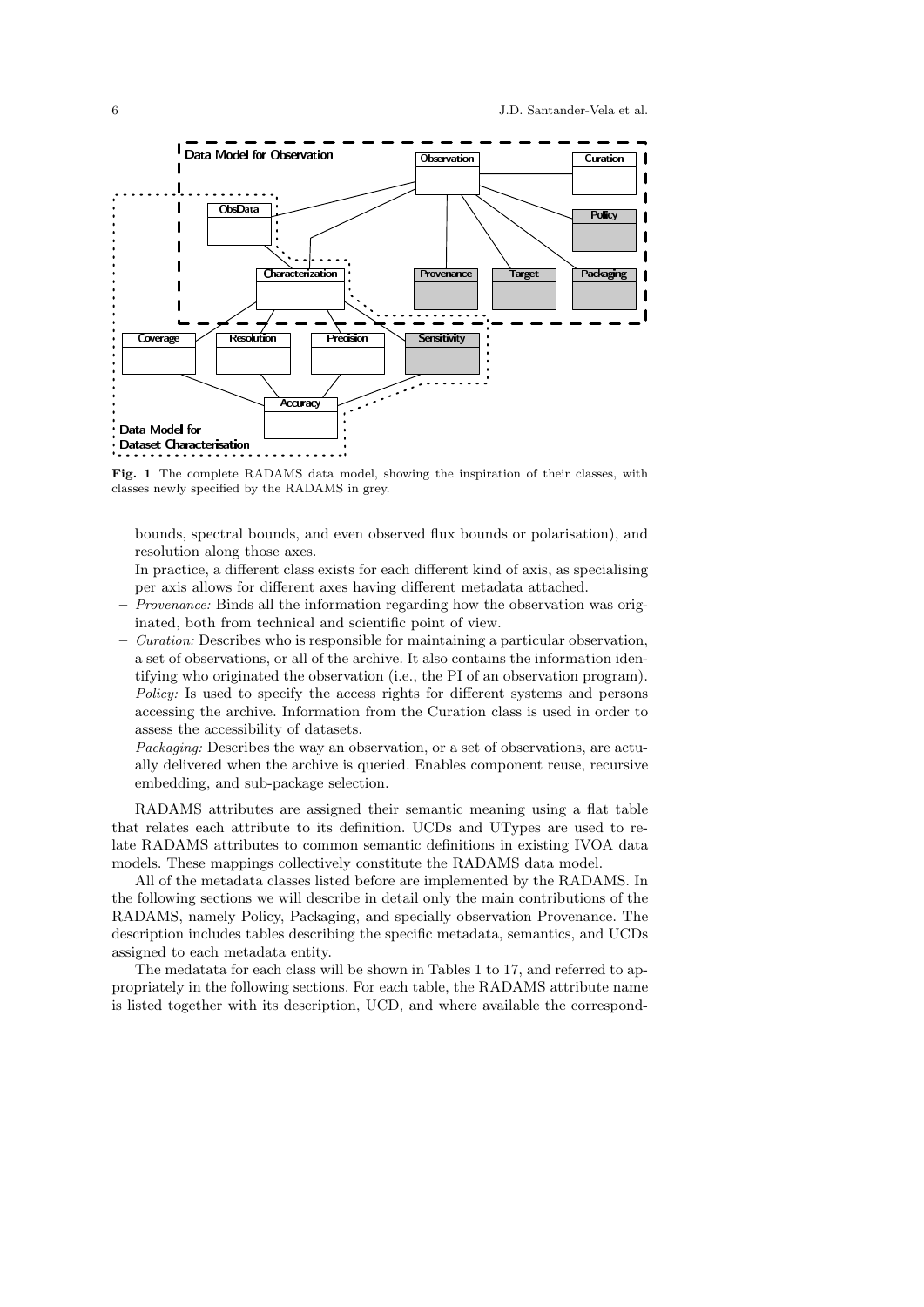Data Model for Observation

Observation | Curation | ObsData | Policy | Characterization | Provenance | Target | Packaging | Coverage | Resolution | Precision | Sensitivity | Accuracy

Data Model for Dataset Characterisation

**Fig. 1** The complete RADAMS data model, showing the inspiration of their classes, with classes newly specified by the RADAMS in grey.

bounds, spectral bounds, and even observed flux bounds or polarisation), and resolution along those axes.

In practice, a different class exists for each different kind of axis, as specialising per axis allows for different axes having different metadata attached.

- *Provenance:* Binds all the information regarding how the observation was originated, both from technical and scientific point of view.
- *Curation:* Describes who is responsible for maintaining a particular observation, a set of observations, or all of the archive. It also contains the information identifying who originated the observation (i.e., the PI of an observation program).
- *Policy:* Is used to specify the access rights for different systems and persons accessing the archive. Information from the Curation class is used in order to assess the accessibility of datasets.
- *Packaging:* Describes the way an observation, or a set of observations, are actually delivered when the archive is queried. Enables component reuse, recursive embedding, and sub-package selection.

RADAMS attributes are assigned their semantic meaning using a flat table that relates each attribute to its definition. UCDs and UTypes are used to relate RADAMS attributes to common semantic definitions in existing IVOA data models. These mappings collectively constitute the RADAMS data model.

All of the metadata classes listed before are implemented by the RADAMS. In the following sections we will describe in detail only the main contributions of the RADAMS, namely Policy, Packaging, and specially observation Provenance. The description includes tables describing the specific metadata, semantics, and UCDs assigned to each metadata entity.

The medatata for each class will be shown in Tables 1 to 17, and referred to appropriately in the following sections. For each table, the RADAMS attribute name is listed together with its description, UCD, and where available the correspond-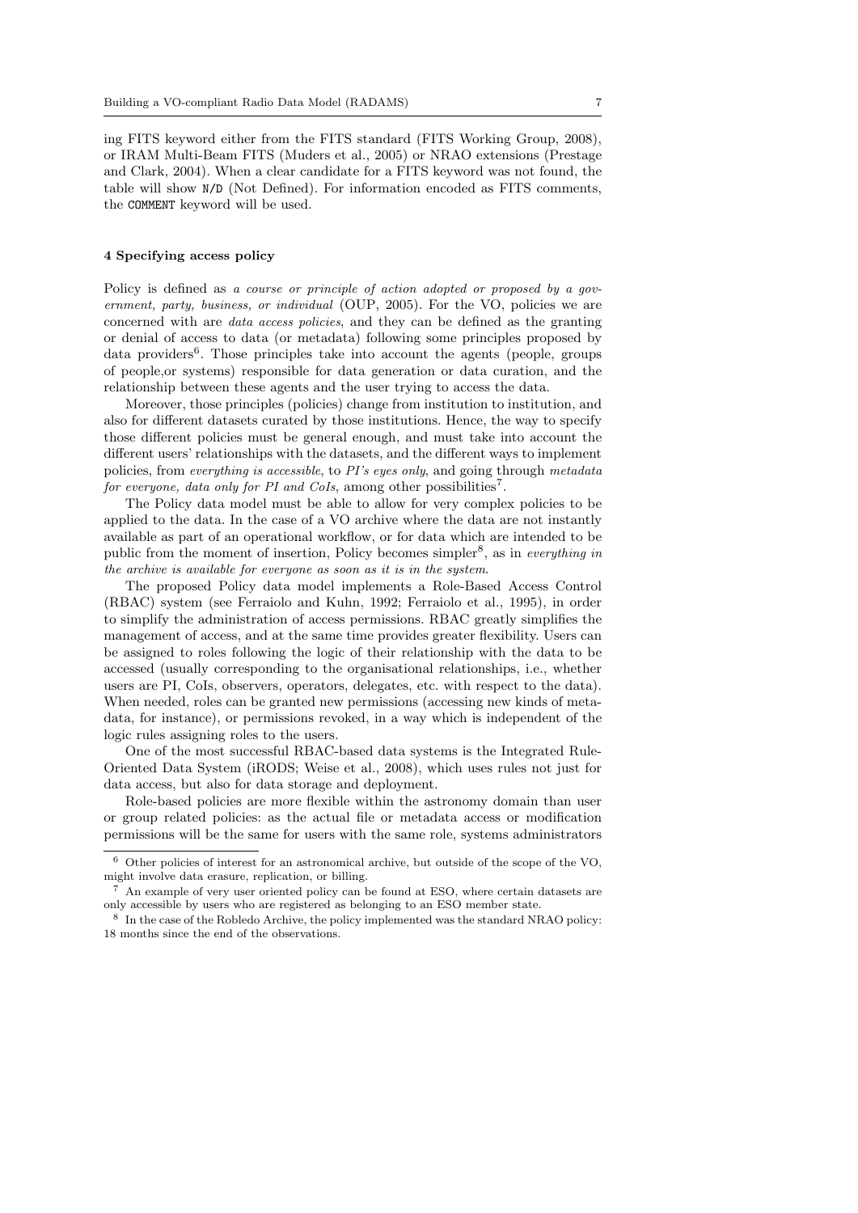ing FITS keyword either from the FITS standard (FITS Working Group, 2008), or IRAM Multi-Beam FITS (Muders et al., 2005) or NRAO extensions (Prestage and Clark, 2004). When a clear candidate for a FITS keyword was not found, the table will show `N/D` (Not Defined). For information encoded as FITS comments, the `COMMENT` keyword will be used.

## 4 Specifying access policy

Policy is defined as *a course or principle of action adopted or proposed by a government, party, business, or individual* (OUP, 2005). For the VO, policies we are concerned with are *data access policies*, and they can be defined as the granting or denial of access to data (or metadata) following some principles proposed by data providers[6]. Those principles take into account the agents (people, groups of people,or systems) responsible for data generation or data curation, and the relationship between these agents and the user trying to access the data.

Moreover, those principles (policies) change from institution to institution, and also for different datasets curated by those institutions. Hence, the way to specify those different policies must be general enough, and must take into account the different users' relationships with the datasets, and the different ways to implement policies, from *everything is accessible*, to *PI's eyes only*, and going through *metadata for everyone, data only for PI and CoIs*, among other possibilities[7].

The Policy data model must be able to allow for very complex policies to be applied to the data. In the case of a VO archive where the data are not instantly available as part of an operational workflow, or for data which are intended to be public from the moment of insertion, Policy becomes simpler[8], as in *everything in the archive is available for everyone as soon as it is in the system*.

The proposed Policy data model implements a Role-Based Access Control (RBAC) system (see Ferraiolo and Kuhn, 1992; Ferraiolo et al., 1995), in order to simplify the administration of access permissions. RBAC greatly simplifies the management of access, and at the same time provides greater flexibility. Users can be assigned to roles following the logic of their relationship with the data to be accessed (usually corresponding to the organisational relationships, i.e., whether users are PI, CoIs, observers, operators, delegates, etc. with respect to the data). When needed, roles can be granted new permissions (accessing new kinds of metadata, for instance), or permissions revoked, in a way which is independent of the logic rules assigning roles to the users.

One of the most successful RBAC-based data systems is the Integrated Rule-Oriented Data System (iRODS; Weise et al., 2008), which uses rules not just for data access, but also for data storage and deployment.

Role-based policies are more flexible within the astronomy domain than user or group related policies: as the actual file or metadata access or modification permissions will be the same for users with the same role, systems administrators

---

[6] Other policies of interest for an astronomical archive, but outside of the scope of the VO, might involve data erasure, replication, or billing.

[7] An example of very user oriented policy can be found at ESO, where certain datasets are only accessible by users who are registered as belonging to an ESO member state.

[8] In the case of the Robledo Archive, the policy implemented was the standard NRAO policy: 18 months since the end of the observations.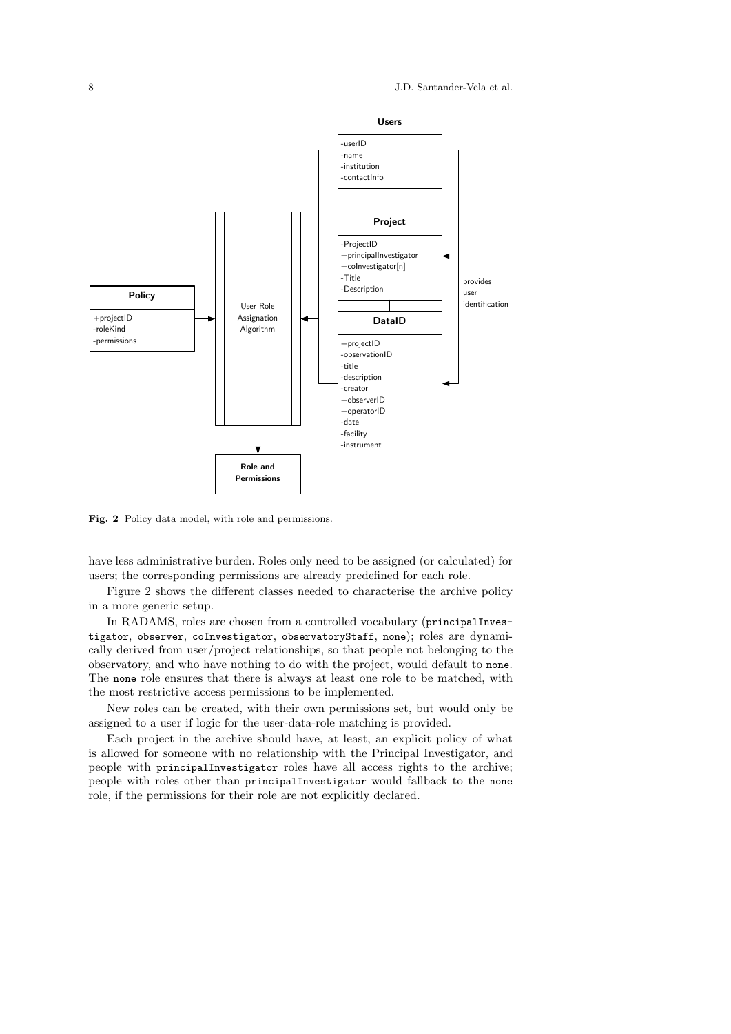**Fig. 2** Policy data model, with role and permissions.

have less administrative burden. Roles only need to be assigned (or calculated) for users; the corresponding permissions are already predefined for each role.

Figure 2 shows the different classes needed to characterise the archive policy in a more generic setup.

In RADAMS, roles are chosen from a controlled vocabulary (`principalInvestigator`, `observer`, `coInvestigator`, `observatoryStaff`, `none`); roles are dynamically derived from user/project relationships, so that people not belonging to the observatory, and who have nothing to do with the project, would default to `none`. The `none` role ensures that there is always at least one role to be matched, with the most restrictive access permissions to be implemented.

New roles can be created, with their own permissions set, but would only be assigned to a user if logic for the user-data-role matching is provided.

Each project in the archive should have, at least, an explicit policy of what is allowed for someone with no relationship with the Principal Investigator, and people with `principalInvestigator` roles have all access rights to the archive; people with roles other than `principalInvestigator` would fallback to the `none` role, if the permissions for their role are not explicitly declared.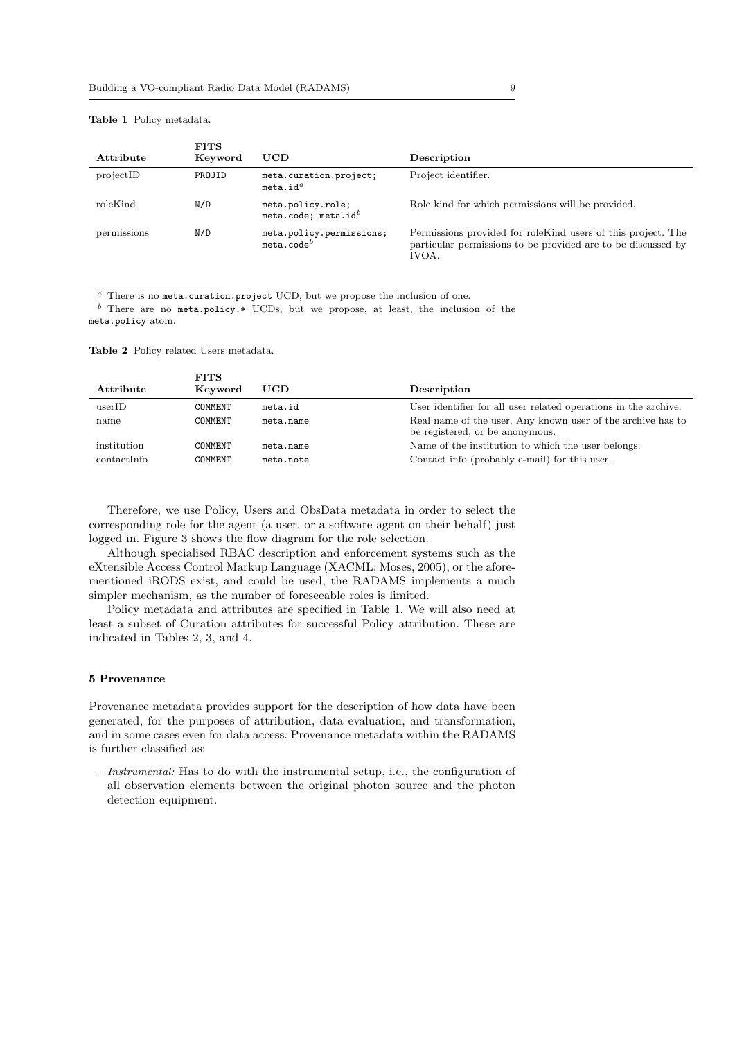**Table 1** Policy metadata.

| Attribute | FITS Keyword | UCD | Description |
|---|---|---|---|
| projectID | PROJID | meta.curation.project; meta.id[a] | Project identifier. |
| roleKind | N/D | meta.policy.role; meta.code; meta.id[b] | Role kind for which permissions will be provided. |
| permissions | N/D | meta.policy.permissions; meta.code[b] | Permissions provided for roleKind users of this project. The particular permissions to be provided are to be discussed by IVOA. |

[a] There is no meta.curation.project UCD, but we propose the inclusion of one.

[b] There are no meta.policy.* UCDs, but we propose, at least, the inclusion of the meta.policy atom.

**Table 2** Policy related Users metadata.

| Attribute | FITS Keyword | UCD | Description |
|---|---|---|---|
| userID | COMMENT | meta.id | User identifier for all user related operations in the archive. |
| name | COMMENT | meta.name | Real name of the user. Any known user of the archive has to be registered, or be anonymous. |
| institution | COMMENT | meta.name | Name of the institution to which the user belongs. |
| contactInfo | COMMENT | meta.note | Contact info (probably e-mail) for this user. |

Therefore, we use Policy, Users and ObsData metadata in order to select the corresponding role for the agent (a user, or a software agent on their behalf) just logged in. Figure 3 shows the flow diagram for the role selection.

Although specialised RBAC description and enforcement systems such as the eXtensible Access Control Markup Language (XACML; Moses, 2005), or the aforementioned iRODS exist, and could be used, the RADAMS implements a much simpler mechanism, as the number of foreseeable roles is limited.

Policy metadata and attributes are specified in Table 1. We will also need at least a subset of Curation attributes for successful Policy attribution. These are indicated in Tables 2, 3, and 4.

## 5 Provenance

Provenance metadata provides support for the description of how data have been generated, for the purposes of attribution, data evaluation, and transformation, and in some cases even for data access. Provenance metadata within the RADAMS is further classified as:

- *Instrumental:* Has to do with the instrumental setup, i.e., the configuration of all observation elements between the original photon source and the photon detection equipment.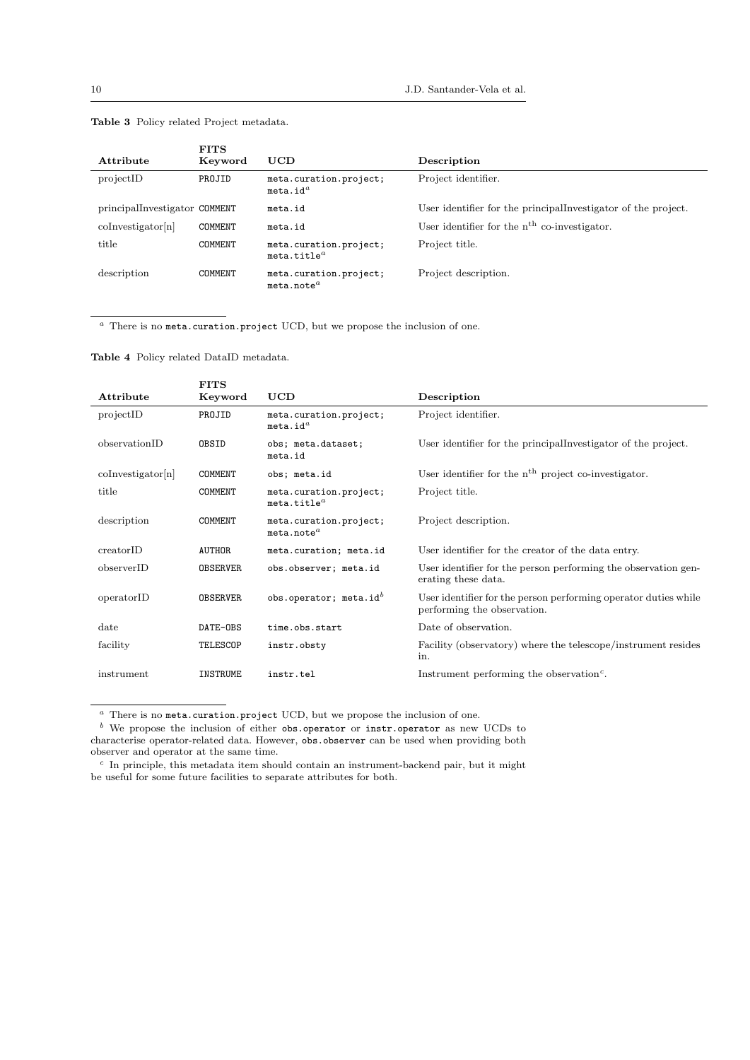**Table 3** Policy related Project metadata.

| Attribute | FITS Keyword | UCD | Description |
| --- | --- | --- | --- |
| projectID | PROJID | meta.curation.project; meta.id[a] | Project identifier. |
| principalInvestigator | COMMENT | meta.id | User identifier for the principalInvestigator of the project. |
| coInvestigator[n] | COMMENT | meta.id | User identifier for the $n^{th}$ co-investigator. |
| title | COMMENT | meta.curation.project; meta.title[a] | Project title. |
| description | COMMENT | meta.curation.project; meta.note[a] | Project description. |

[a] There is no meta.curation.project UCD, but we propose the inclusion of one.

**Table 4** Policy related DataID metadata.

| Attribute | FITS Keyword | UCD | Description |
| --- | --- | --- | --- |
| projectID | PROJID | meta.curation.project; meta.id[a] | Project identifier. |
| observationID | OBSID | obs; meta.dataset; meta.id | User identifier for the principalInvestigator of the project. |
| coInvestigator[n] | COMMENT | obs; meta.id | User identifier for the $n^{th}$ project co-investigator. |
| title | COMMENT | meta.curation.project; meta.title[a] | Project title. |
| description | COMMENT | meta.curation.project; meta.note[a] | Project description. |
| creatorID | AUTHOR | meta.curation; meta.id | User identifier for the creator of the data entry. |
| observerID | OBSERVER | obs.observer; meta.id | User identifier for the person performing the observation generating these data. |
| operatorID | OBSERVER | obs.operator; meta.id[b] | User identifier for the person performing operator duties while performing the observation. |
| date | DATE-OBS | time.obs.start | Date of observation. |
| facility | TELESCOP | instr.obsty | Facility (observatory) where the telescope/instrument resides in. |
| instrument | INSTRUME | instr.tel | Instrument performing the observation[c]. |

[a] There is no meta.curation.project UCD, but we propose the inclusion of one.
[b] We propose the inclusion of either obs.operator or instr.operator as new UCDs to characterise operator-related data. However, obs.observer can be used when providing both observer and operator at the same time.
[c] In principle, this metadata item should contain an instrument-backend pair, but it might be useful for some future facilities to separate attributes for both.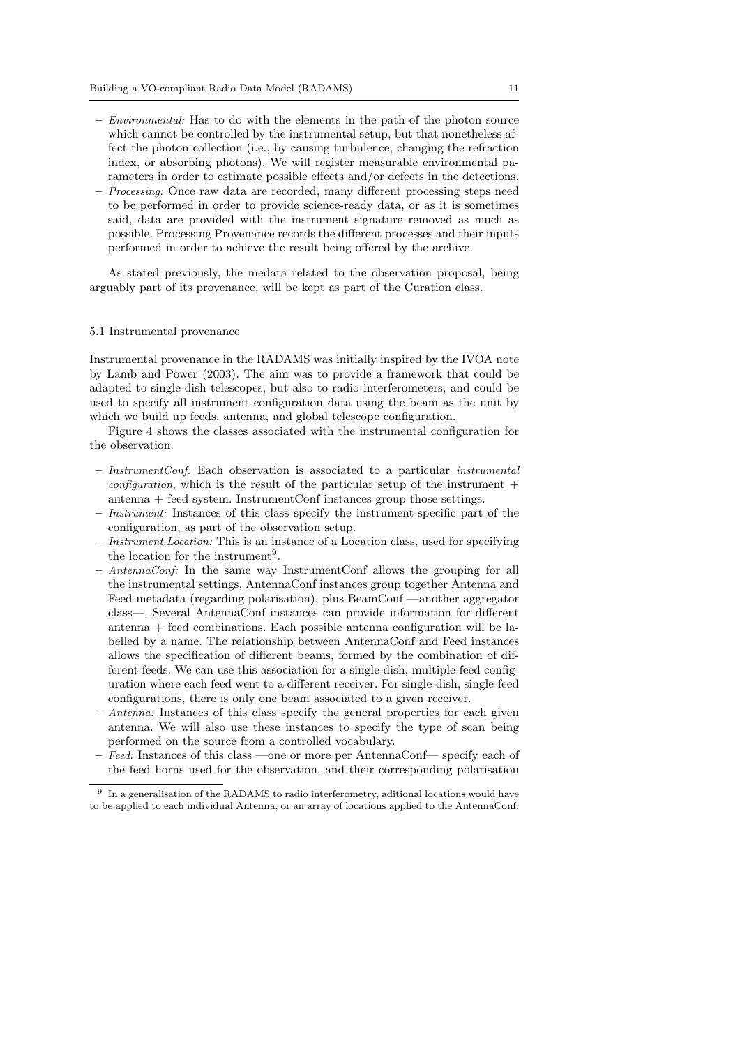- *Environmental:* Has to do with the elements in the path of the photon source which cannot be controlled by the instrumental setup, but that nonetheless affect the photon collection (i.e., by causing turbulence, changing the refraction index, or absorbing photons). We will register measurable environmental parameters in order to estimate possible effects and/or defects in the detections.
- *Processing:* Once raw data are recorded, many different processing steps need to be performed in order to provide science-ready data, or as it is sometimes said, data are provided with the instrument signature removed as much as possible. Processing Provenance records the different processes and their inputs performed in order to achieve the result being offered by the archive.

As stated previously, the medata related to the observation proposal, being arguably part of its provenance, will be kept as part of the Curation class.

### 5.1 Instrumental provenance

Instrumental provenance in the RADAMS was initially inspired by the IVOA note by Lamb and Power (2003). The aim was to provide a framework that could be adapted to single-dish telescopes, but also to radio interferometers, and could be used to specify all instrument configuration data using the beam as the unit by which we build up feeds, antenna, and global telescope configuration.

Figure 4 shows the classes associated with the instrumental configuration for the observation.

- *InstrumentConf:* Each observation is associated to a particular *instrumental configuration*, which is the result of the particular setup of the instrument + antenna + feed system. InstrumentConf instances group those settings.
- *Instrument:* Instances of this class specify the instrument-specific part of the configuration, as part of the observation setup.
- *Instrument.Location:* This is an instance of a Location class, used for specifying the location for the instrument[9].
- *AntennaConf:* In the same way InstrumentConf allows the grouping for all the instrumental settings, AntennaConf instances group together Antenna and Feed metadata (regarding polarisation), plus BeamConf —another aggregator class—. Several AntennaConf instances can provide information for different antenna + feed combinations. Each possible antenna configuration will be labelled by a name. The relationship between AntennaConf and Feed instances allows the specification of different beams, formed by the combination of different feeds. We can use this association for a single-dish, multiple-feed configuration where each feed went to a different receiver. For single-dish, single-feed configurations, there is only one beam associated to a given receiver.
- *Antenna:* Instances of this class specify the general properties for each given antenna. We will also use these instances to specify the type of scan being performed on the source from a controlled vocabulary.
- *Feed:* Instances of this class —one or more per AntennaConf— specify each of the feed horns used for the observation, and their corresponding polarisation

[9] In a generalisation of the RADAMS to radio interferometry, aditional locations would have to be applied to each individual Antenna, or an array of locations applied to the AntennaConf.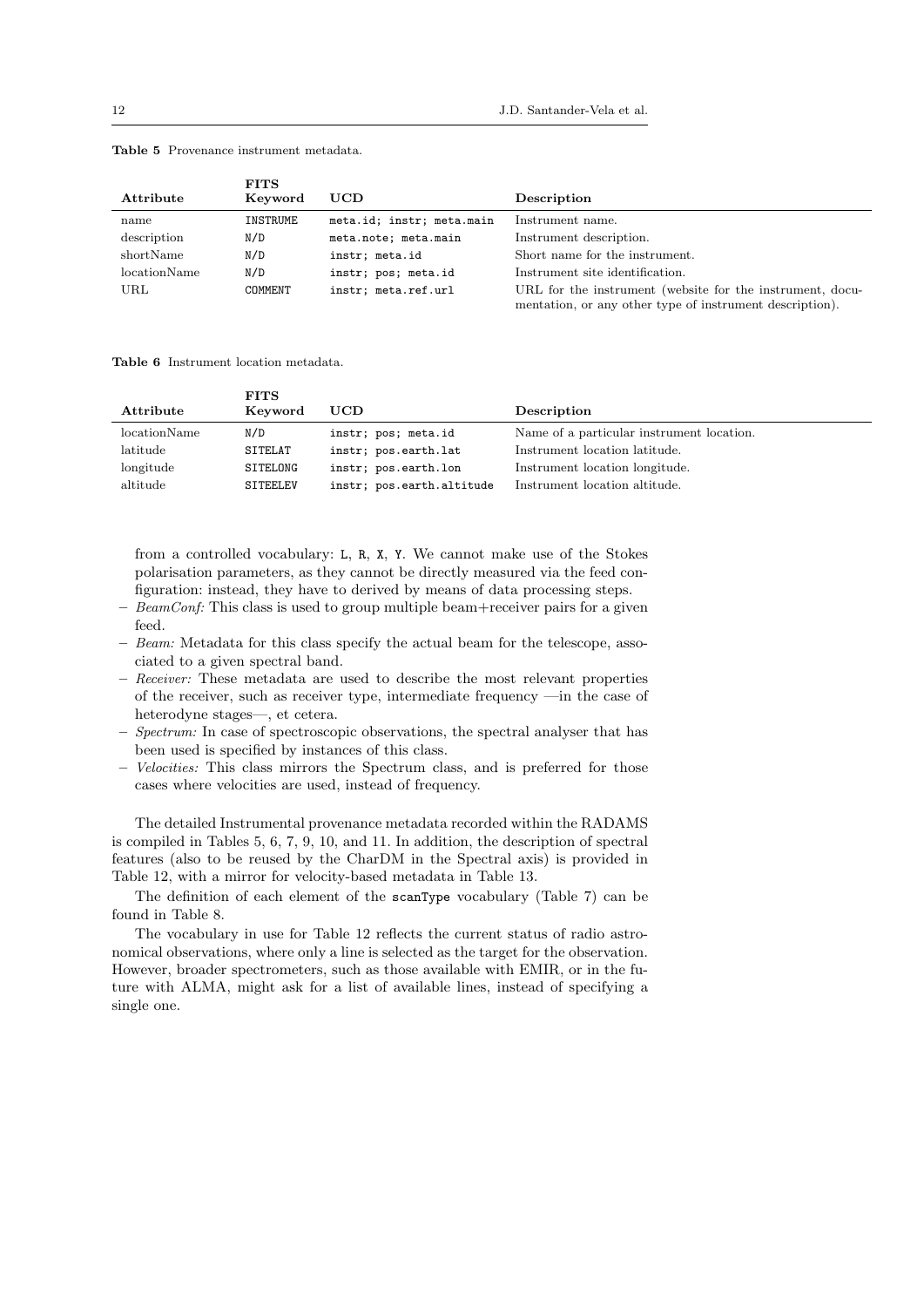**Table 5** Provenance instrument metadata.

| Attribute | FITS Keyword | UCD | Description |
|---|---|---|---|
| name | INSTRUME | meta.id; instr; meta.main | Instrument name. |
| description | N/D | meta.note; meta.main | Instrument description. |
| shortName | N/D | instr; meta.id | Short name for the instrument. |
| locationName | N/D | instr; pos; meta.id | Instrument site identification. |
| URL | COMMENT | instr; meta.ref.url | URL for the instrument (website for the instrument, documentation, or any other type of instrument description). |

**Table 6** Instrument location metadata.

| Attribute | FITS Keyword | UCD | Description |
|---|---|---|---|
| locationName | N/D | instr; pos; meta.id | Name of a particular instrument location. |
| latitude | SITELAT | instr; pos.earth.lat | Instrument location latitude. |
| longitude | SITELONG | instr; pos.earth.lon | Instrument location longitude. |
| altitude | SITEELEV | instr; pos.earth.altitude | Instrument location altitude. |

from a controlled vocabulary: L, R, X, Y. We cannot make use of the Stokes polarisation parameters, as they cannot be directly measured via the feed configuration: instead, they have to derived by means of data processing steps.

- *BeamConf:* This class is used to group multiple beam+receiver pairs for a given feed.
- *Beam:* Metadata for this class specify the actual beam for the telescope, associated to a given spectral band.
- *Receiver:* These metadata are used to describe the most relevant properties of the receiver, such as receiver type, intermediate frequency —in the case of heterodyne stages—, et cetera.
- *Spectrum:* In case of spectroscopic observations, the spectral analyser that has been used is specified by instances of this class.
- *Velocities:* This class mirrors the Spectrum class, and is preferred for those cases where velocities are used, instead of frequency.

The detailed Instrumental provenance metadata recorded within the RADAMS is compiled in Tables 5, 6, 7, 9, 10, and 11. In addition, the description of spectral features (also to be reused by the CharDM in the Spectral axis) is provided in Table 12, with a mirror for velocity-based metadata in Table 13.

The definition of each element of the scanType vocabulary (Table 7) can be found in Table 8.

The vocabulary in use for Table 12 reflects the current status of radio astronomical observations, where only a line is selected as the target for the observation. However, broader spectrometers, such as those available with EMIR, or in the future with ALMA, might ask for a list of available lines, instead of specifying a single one.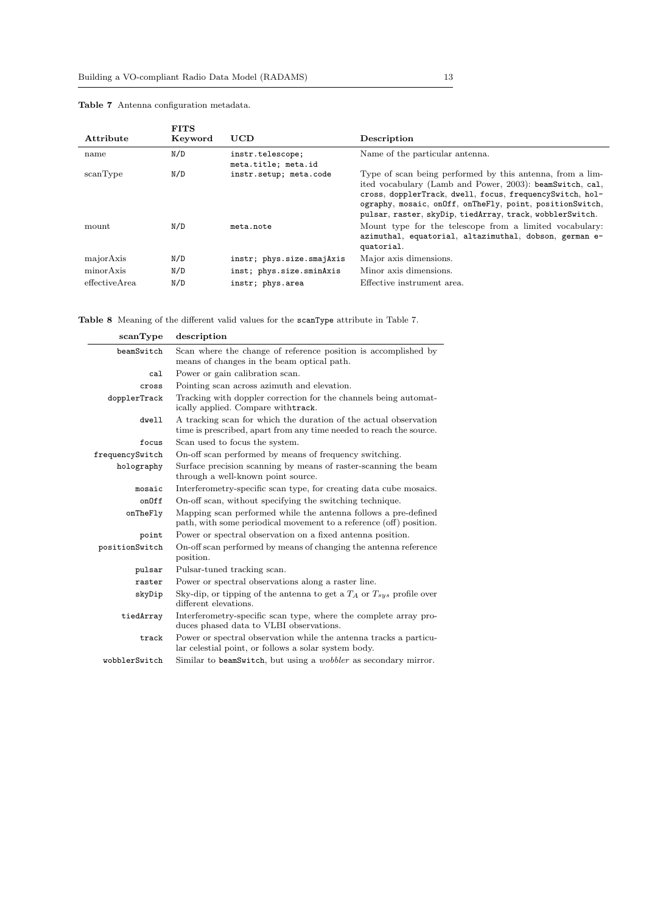**Table 7** Antenna configuration metadata.

| Attribute | FITS Keyword | UCD | Description |
|---|---|---|---|
| name | N/D | instr.telescope; meta.title; meta.id | Name of the particular antenna. |
| scanType | N/D | instr.setup; meta.code | Type of scan being performed by this antenna, from a limited vocabulary (Lamb and Power, 2003): beamSwitch, cal, cross, dopplerTrack, dwell, focus, frequencySwitch, holography, mosaic, onOff, onTheFly, point, positionSwitch, pulsar, raster, skyDip, tiedArray, track, wobblerSwitch. |
| mount | N/D | meta.note | Mount type for the telescope from a limited vocabulary: azimuthal, equatorial, altazimuthal, dobson, german equatorial. |
| majorAxis | N/D | instr; phys.size.smajAxis | Major axis dimensions. |
| minorAxis | N/D | inst; phys.size.sminAxis | Minor axis dimensions. |
| effectiveArea | N/D | instr; phys.area | Effective instrument area. |

**Table 8** Meaning of the different valid values for the scanType attribute in Table 7.

| scanType | description |
|---|---|
| beamSwitch | Scan where the change of reference position is accomplished by means of changes in the beam optical path. |
| cal | Power or gain calibration scan. |
| cross | Pointing scan across azimuth and elevation. |
| dopplerTrack | Tracking with doppler correction for the channels being automatically applied. Compare withtrack. |
| dwell | A tracking scan for which the duration of the actual observation time is prescribed, apart from any time needed to reach the source. |
| focus | Scan used to focus the system. |
| frequencySwitch | On-off scan performed by means of frequency switching. |
| holography | Surface precision scanning by means of raster-scanning the beam through a well-known point source. |
| mosaic | Interferometry-specific scan type, for creating data cube mosaics. |
| onOff | On-off scan, without specifying the switching technique. |
| onTheFly | Mapping scan performed while the antenna follows a pre-defined path, with some periodical movement to a reference (off) position. |
| point | Power or spectral observation on a fixed antenna position. |
| positionSwitch | On-off scan performed by means of changing the antenna reference position. |
| pulsar | Pulsar-tuned tracking scan. |
| raster | Power or spectral observations along a raster line. |
| skyDip | Sky-dip, or tipping of the antenna to get a $T_A$ or $T_{sys}$ profile over different elevations. |
| tiedArray | Interferometry-specific scan type, where the complete array produces phased data to VLBI observations. |
| track | Power or spectral observation while the antenna tracks a particular celestial point, or follows a solar system body. |
| wobblerSwitch | Similar to beamSwitch, but using a *wobbler* as secondary mirror. |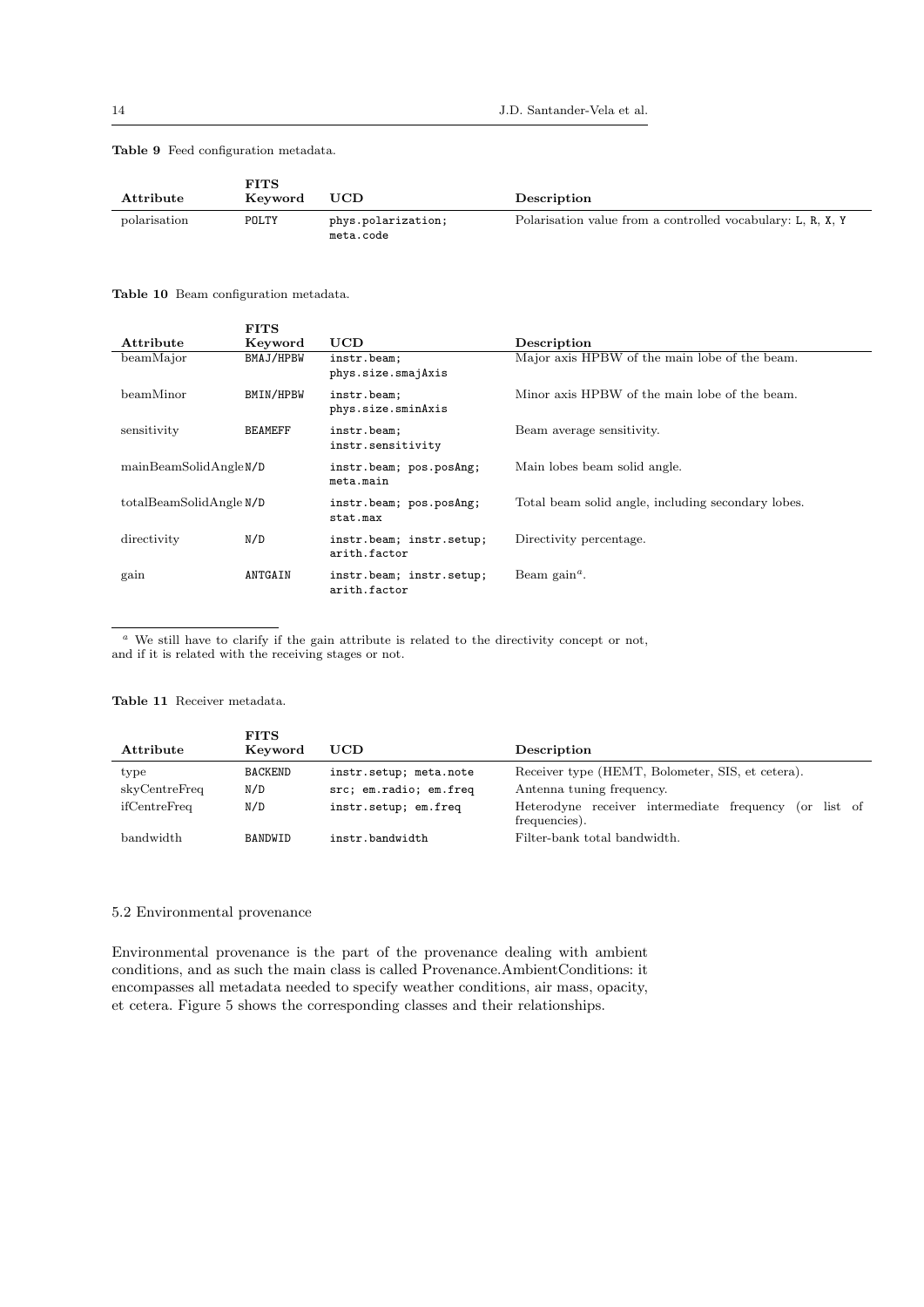**Table 9** Feed configuration metadata.

| Attribute | FITS Keyword | UCD | Description |
| --- | --- | --- | --- |
| polarisation | POLTY | phys.polarization; meta.code | Polarisation value from a controlled vocabulary: L, R, X, Y |

**Table 10** Beam configuration metadata.

| Attribute | FITS Keyword | UCD | Description |
| --- | --- | --- | --- |
| beamMajor | BMAJ/HPBW | instr.beam; phys.size.smajAxis | Major axis HPBW of the main lobe of the beam. |
| beamMinor | BMIN/HPBW | instr.beam; phys.size.sminAxis | Minor axis HPBW of the main lobe of the beam. |
| sensitivity | BEAMEFF | instr.beam; instr.sensitivity | Beam average sensitivity. |
| mainBeamSolidAngle | N/D | instr.beam; pos.posAng; meta.main | Main lobes beam solid angle. |
| totalBeamSolidAngle | N/D | instr.beam; pos.posAng; stat.max | Total beam solid angle, including secondary lobes. |
| directivity | N/D | instr.beam; instr.setup; arith.factor | Directivity percentage. |
| gain | ANTGAIN | instr.beam; instr.setup; arith.factor | Beam gain[a]. |

[a] We still have to clarify if the gain attribute is related to the directivity concept or not, and if it is related with the receiving stages or not.

**Table 11** Receiver metadata.

| Attribute | FITS Keyword | UCD | Description |
| --- | --- | --- | --- |
| type | BACKEND | instr.setup; meta.note | Receiver type (HEMT, Bolometer, SIS, et cetera). |
| skyCentreFreq | N/D | src; em.radio; em.freq | Antenna tuning frequency. |
| ifCentreFreq | N/D | instr.setup; em.freq | Heterodyne receiver intermediate frequency (or list of frequencies). |
| bandwidth | BANDWID | instr.bandwidth | Filter-bank total bandwidth. |

### 5.2 Environmental provenance

Environmental provenance is the part of the provenance dealing with ambient conditions, and as such the main class is called Provenance.AmbientConditions: it encompasses all metadata needed to specify weather conditions, air mass, opacity, et cetera. Figure 5 shows the corresponding classes and their relationships.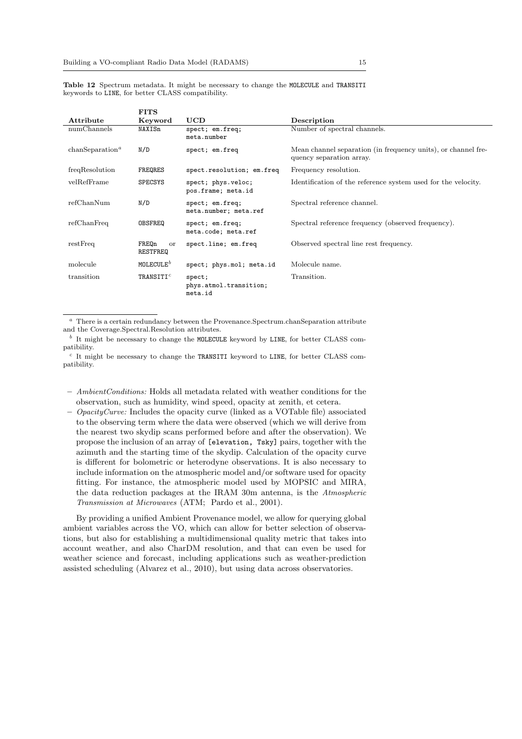**Table 12** Spectrum metadata. It might be necessary to change the MOLECULE and TRANSITI keywords to LINE, for better CLASS compatibility.

| Attribute | FITS Keyword | UCD | Description |
|---|---|---|---|
| numChannels | NAXISn | spect; em.freq; meta.number | Number of spectral channels. |
| chanSeparation[a] | N/D | spect; em.freq | Mean channel separation (in frequency units), or channel frequency separation array. |
| freqResolution | FREQRES | spect.resolution; em.freq | Frequency resolution. |
| velRefFrame | SPECSYS | spect; phys.veloc; pos.frame; meta.id | Identification of the reference system used for the velocity. |
| refChanNum | N/D | spect; em.freq; meta.number; meta.ref | Spectral reference channel. |
| refChanFreq | OBSFREQ | spect; em.freq; meta.code; meta.ref | Spectral reference frequency (observed frequency). |
| restFreq | FREQn or RESTFREQ | spect.line; em.freq | Observed spectral line rest frequency. |
| molecule | MOLECULE[b] | spect; phys.mol; meta.id | Molecule name. |
| transition | TRANSITI[c] | spect; phys.atmol.transition; meta.id | Transition. |

[a] There is a certain redundancy between the Provenance.Spectrum.chanSeparation attribute and the Coverage.Spectral.Resolution attributes.

[b] It might be necessary to change the MOLECULE keyword by LINE, for better CLASS compatibility.

[c] It might be necessary to change the TRANSITI keyword to LINE, for better CLASS compatibility.

- *AmbientConditions:* Holds all metadata related with weather conditions for the observation, such as humidity, wind speed, opacity at zenith, et cetera.
- *OpacityCurve:* Includes the opacity curve (linked as a VOTable file) associated to the observing term where the data were observed (which we will derive from the nearest two skydip scans performed before and after the observation). We propose the inclusion of an array of [elevation, Tsky] pairs, together with the azimuth and the starting time of the skydip. Calculation of the opacity curve is different for bolometric or heterodyne observations. It is also necessary to include information on the atmospheric model and/or software used for opacity fitting. For instance, the atmospheric model used by MOPSIC and MIRA, the data reduction packages at the IRAM 30m antenna, is the *Atmospheric Transmission at Microwaves* (ATM; Pardo et al., 2001).

By providing a unified Ambient Provenance model, we allow for querying global ambient variables across the VO, which can allow for better selection of observations, but also for establishing a multidimensional quality metric that takes into account weather, and also CharDM resolution, and that can even be used for weather science and forecast, including applications such as weather-prediction assisted scheduling (Alvarez et al., 2010), but using data across observatories.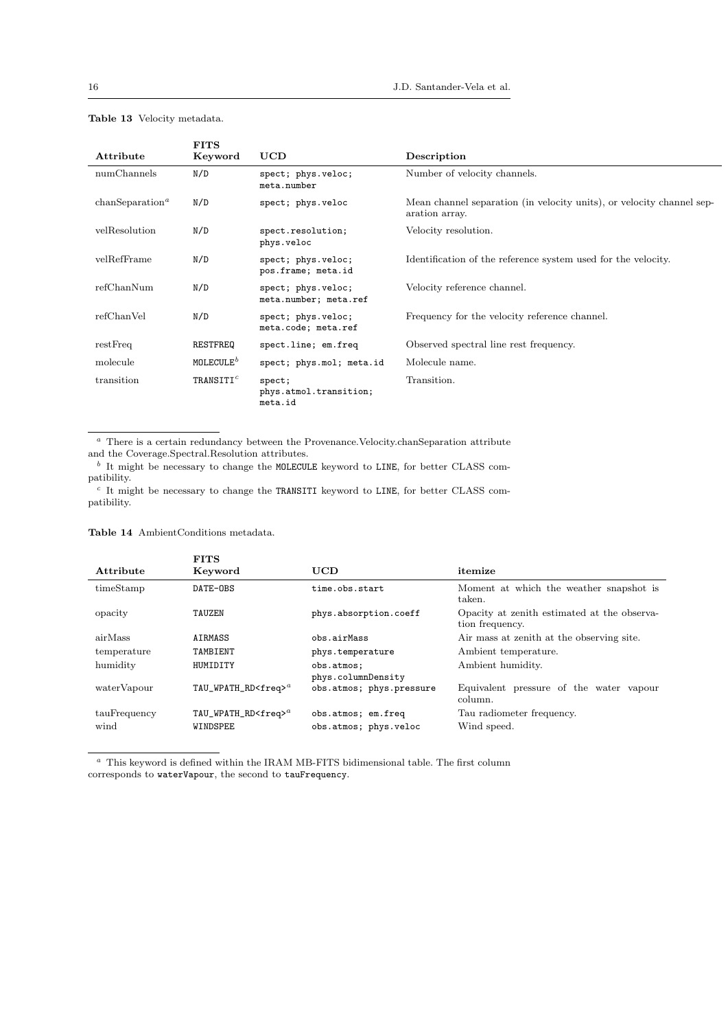**Table 13** Velocity metadata.

| Attribute | FITS Keyword | UCD | Description |
|---|---|---|---|
| numChannels | N/D | spect; phys.veloc; meta.number | Number of velocity channels. |
| chanSeparation[a] | N/D | spect; phys.veloc | Mean channel separation (in velocity units), or velocity channel separation array. |
| velResolution | N/D | spect.resolution; phys.veloc | Velocity resolution. |
| velRefFrame | N/D | spect; phys.veloc; pos.frame; meta.id | Identification of the reference system used for the velocity. |
| refChanNum | N/D | spect; phys.veloc; meta.number; meta.ref | Velocity reference channel. |
| refChanVel | N/D | spect; phys.veloc; meta.code; meta.ref | Frequency for the velocity reference channel. |
| restFreq | RESTFREQ | spect.line; em.freq | Observed spectral line rest frequency. |
| molecule | MOLECULE[b] | spect; phys.mol; meta.id | Molecule name. |
| transition | TRANSITI[c] | spect; phys.atmol.transition; meta.id | Transition. |

[a] There is a certain redundancy between the Provenance.Velocity.chanSeparation attribute and the Coverage.Spectral.Resolution attributes.

[b] It might be necessary to change the MOLECULE keyword to LINE, for better CLASS compatibility.

[c] It might be necessary to change the TRANSITI keyword to LINE, for better CLASS compatibility.

**Table 14** AmbientConditions metadata.

| Attribute | FITS Keyword | UCD | itemize |
|---|---|---|---|
| timeStamp | DATE-OBS | time.obs.start | Moment at which the weather snapshot is taken. |
| opacity | TAUZEN | phys.absorption.coeff | Opacity at zenith estimated at the observation frequency. |
| airMass | AIRMASS | obs.airMass | Air mass at zenith at the observing site. |
| temperature | TAMBIENT | phys.temperature | Ambient temperature. |
| humidity | HUMIDITY | obs.atmos; phys.columnDensity | Ambient humidity. |
| waterVapour | TAU_WPATH_RD<freq>[a] | obs.atmos; phys.pressure | Equivalent pressure of the water vapour column. |
| tauFrequency | TAU_WPATH_RD<freq>[a] | obs.atmos; em.freq | Tau radiometer frequency. |
| wind | WINDSPEE | obs.atmos; phys.veloc | Wind speed. |

[a] This keyword is defined within the IRAM MB-FITS bidimensional table. The first column corresponds to waterVapour, the second to tauFrequency.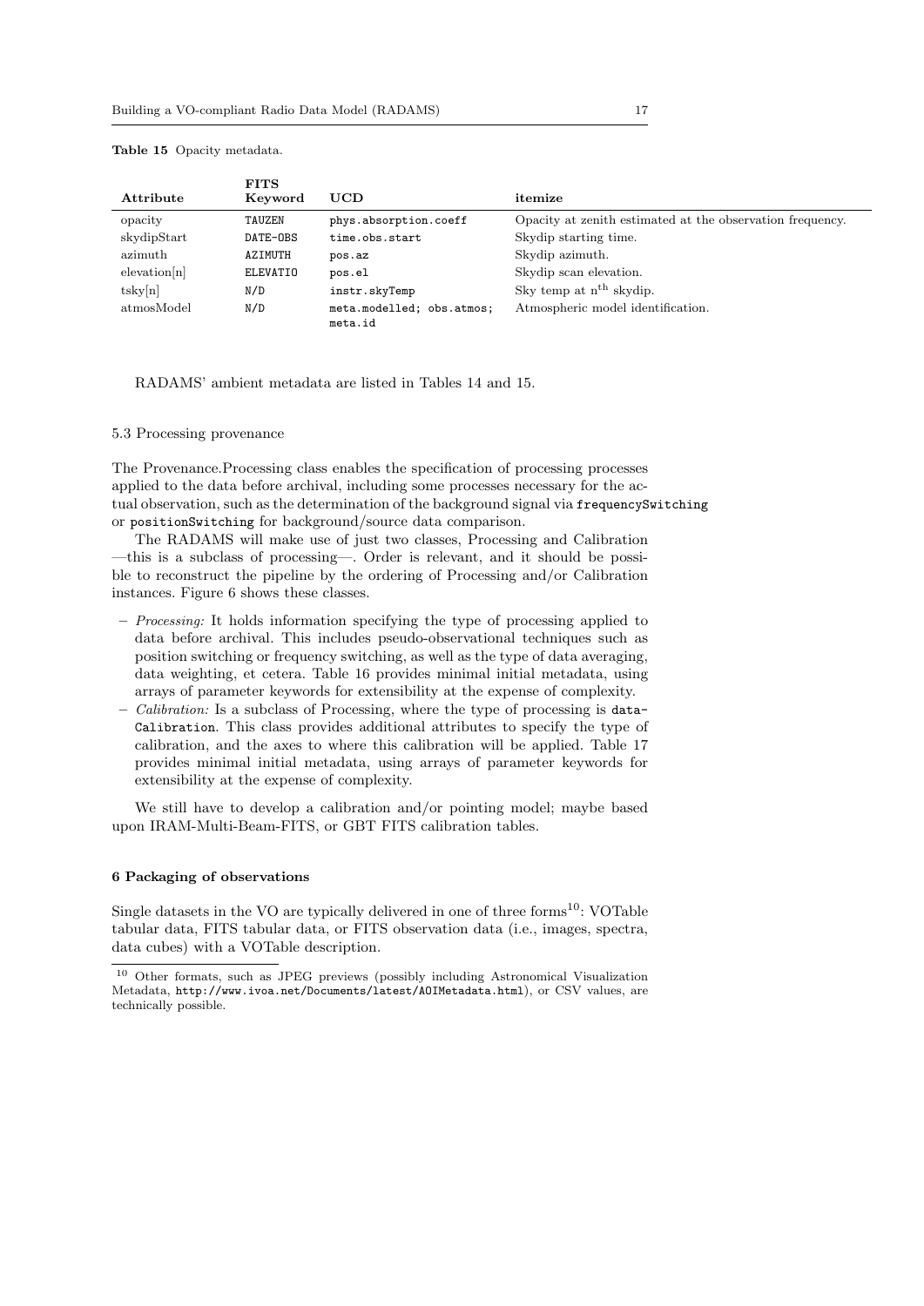**Table 15** Opacity metadata.

| Attribute | FITS Keyword | UCD | itemize |
|---|---|---|---|
| opacity | TAUZEN | phys.absorption.coeff | Opacity at zenith estimated at the observation frequency. |
| skydipStart | DATE-OBS | time.obs.start | Skydip starting time. |
| azimuth | AZIMUTH | pos.az | Skydip azimuth. |
| elevation[n] | ELEVATIO | pos.el | Skydip scan elevation. |
| tsky[n] | N/D | instr.skyTemp | Sky temp at $n^{th}$ skydip. |
| atmosModel | N/D | meta.modelled; obs.atmos; meta.id | Atmospheric model identification. |

RADAMS' ambient metadata are listed in Tables 14 and 15.

### 5.3 Processing provenance

The Provenance.Processing class enables the specification of processing processes applied to the data before archival, including some processes necessary for the actual observation, such as the determination of the background signal via `frequencySwitching` or `positionSwitching` for background/source data comparison.

The RADAMS will make use of just two classes, Processing and Calibration —this is a subclass of processing—. Order is relevant, and it should be possible to reconstruct the pipeline by the ordering of Processing and/or Calibration instances. Figure 6 shows these classes.

- *Processing:* It holds information specifying the type of processing applied to data before archival. This includes pseudo-observational techniques such as position switching or frequency switching, as well as the type of data averaging, data weighting, et cetera. Table 16 provides minimal initial metadata, using arrays of parameter keywords for extensibility at the expense of complexity.
- *Calibration:* Is a subclass of Processing, where the type of processing is `dataCalibration`. This class provides additional attributes to specify the type of calibration, and the axes to where this calibration will be applied. Table 17 provides minimal initial metadata, using arrays of parameter keywords for extensibility at the expense of complexity.

We still have to develop a calibration and/or pointing model; maybe based upon IRAM-Multi-Beam-FITS, or GBT FITS calibration tables.

## 6 Packaging of observations

Single datasets in the VO are typically delivered in one of three forms[10]: VOTable tabular data, FITS tabular data, or FITS observation data (i.e., images, spectra, data cubes) with a VOTable description.

[10] Other formats, such as JPEG previews (possibly including Astronomical Visualization Metadata, `http://www.ivoa.net/Documents/latest/AOIMetadata.html`), or CSV values, are technically possible.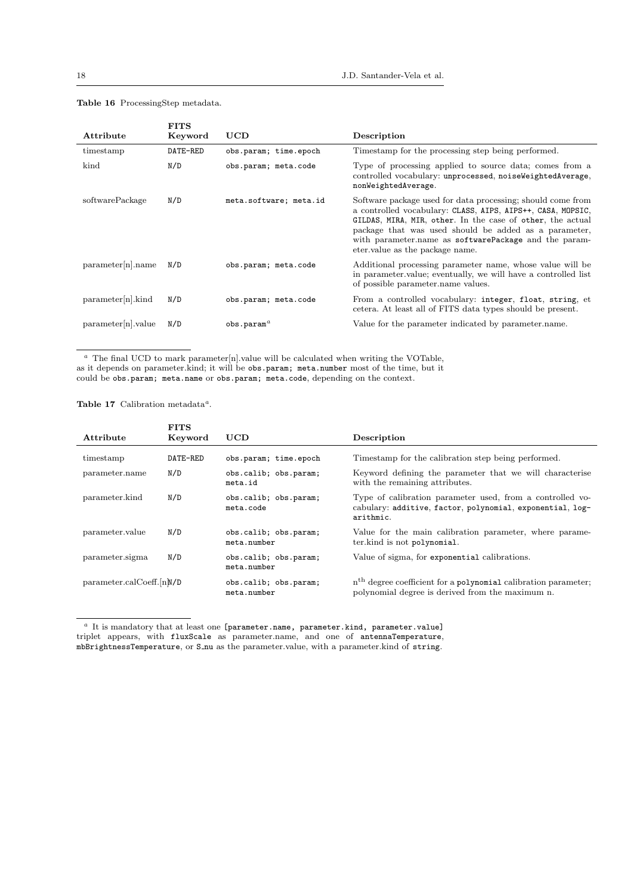**Table 16** ProcessingStep metadata.

| Attribute | FITS Keyword | UCD | Description |
|---|---|---|---|
| timestamp | DATE-RED | obs.param; time.epoch | Timestamp for the processing step being performed. |
| kind | N/D | obs.param; meta.code | Type of processing applied to source data; comes from a controlled vocabulary: unprocessed, noiseWeightedAverage, nonWeightedAverage. |
| softwarePackage | N/D | meta.software; meta.id | Software package used for data processing; should come from a controlled vocabulary: CLASS, AIPS, AIPS++, CASA, MOPSIC, GILDAS, MIRA, MIR, other. In the case of other, the actual package that was used should be added as a parameter, with parameter.name as softwarePackage and the parameter.value as the package name. |
| parameter[n].name | N/D | obs.param; meta.code | Additional processing parameter name, whose value will be in parameter.value; eventually, we will have a controlled list of possible parameter.name values. |
| parameter[n].kind | N/D | obs.param; meta.code | From a controlled vocabulary: integer, float, string, et cetera. At least all of FITS data types should be present. |
| parameter[n].value | N/D | obs.param[a] | Value for the parameter indicated by parameter.name. |

[a] The final UCD to mark parameter[n].value will be calculated when writing the VOTable, as it depends on parameter.kind; it will be obs.param; meta.number most of the time, but it could be obs.param; meta.name or obs.param; meta.code, depending on the context.

**Table 17** Calibration metadata[a].

| Attribute | FITS Keyword | UCD | Description |
|---|---|---|---|
| timestamp | DATE-RED | obs.param; time.epoch | Timestamp for the calibration step being performed. |
| parameter.name | N/D | obs.calib; obs.param; meta.id | Keyword defining the parameter that we will characterise with the remaining attributes. |
| parameter.kind | N/D | obs.calib; obs.param; meta.code | Type of calibration parameter used, from a controlled vocabulary: additive, factor, polynomial, exponential, logarithmic. |
| parameter.value | N/D | obs.calib; obs.param; meta.number | Value for the main calibration parameter, where parameter.kind is not polynomial. |
| parameter.sigma | N/D | obs.calib; obs.param; meta.number | Value of sigma, for exponential calibrations. |
| parameter.calCoeff.[n] | N/D | obs.calib; obs.param; meta.number | $n^{th}$ degree coefficient for a polynomial calibration parameter; polynomial degree is derived from the maximum n. |

[a] It is mandatory that at least one [parameter.name, parameter.kind, parameter.value] triplet appears, with fluxScale as parameter.name, and one of antennaTemperature, mbBrightnessTemperature, or S_nu as the parameter.value, with a parameter.kind of string.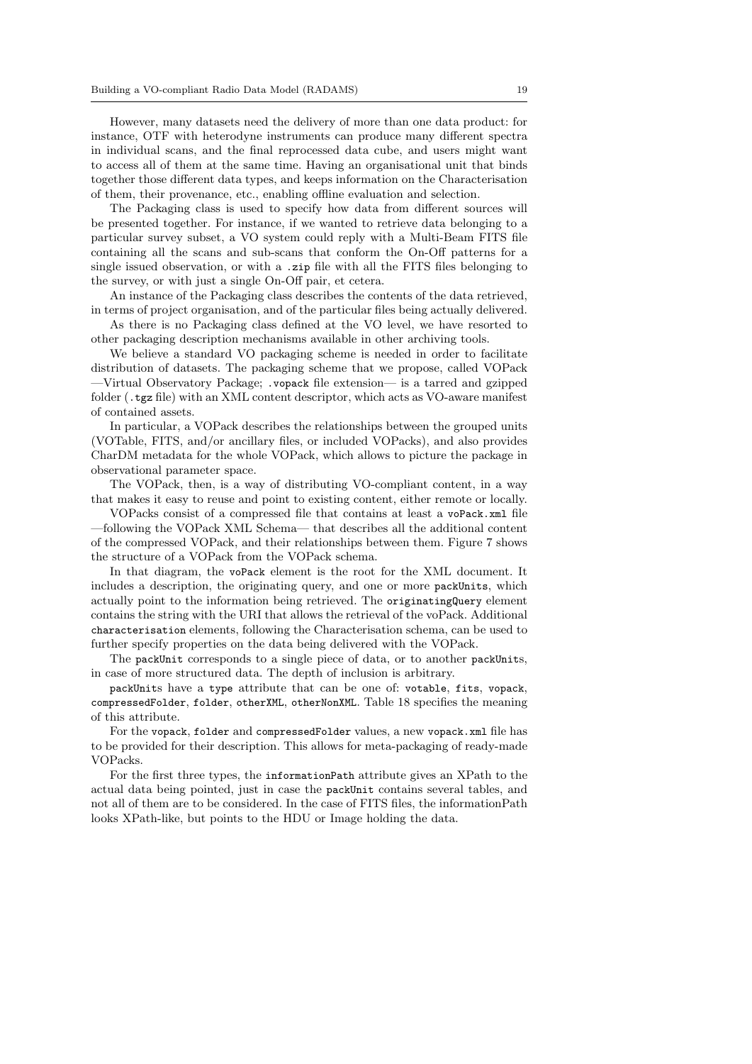However, many datasets need the delivery of more than one data product: for instance, OTF with heterodyne instruments can produce many different spectra in individual scans, and the final reprocessed data cube, and users might want to access all of them at the same time. Having an organisational unit that binds together those different data types, and keeps information on the Characterisation of them, their provenance, etc., enabling offline evaluation and selection.

The Packaging class is used to specify how data from different sources will be presented together. For instance, if we wanted to retrieve data belonging to a particular survey subset, a VO system could reply with a Multi-Beam FITS file containing all the scans and sub-scans that conform the On-Off patterns for a single issued observation, or with a `.zip` file with all the FITS files belonging to the survey, or with just a single On-Off pair, et cetera.

An instance of the Packaging class describes the contents of the data retrieved, in terms of project organisation, and of the particular files being actually delivered.

As there is no Packaging class defined at the VO level, we have resorted to other packaging description mechanisms available in other archiving tools.

We believe a standard VO packaging scheme is needed in order to facilitate distribution of datasets. The packaging scheme that we propose, called VOPack —Virtual Observatory Package; `.vopack` file extension— is a tarred and gzipped folder (`.tgz` file) with an XML content descriptor, which acts as VO-aware manifest of contained assets.

In particular, a VOPack describes the relationships between the grouped units (VOTable, FITS, and/or ancillary files, or included VOPacks), and also provides CharDM metadata for the whole VOPack, which allows to picture the package in observational parameter space.

The VOPack, then, is a way of distributing VO-compliant content, in a way that makes it easy to reuse and point to existing content, either remote or locally.

VOPacks consist of a compressed file that contains at least a `voPack.xml` file —following the VOPack XML Schema— that describes all the additional content of the compressed VOPack, and their relationships between them. Figure 7 shows the structure of a VOPack from the VOPack schema.

In that diagram, the `voPack` element is the root for the XML document. It includes a description, the originating query, and one or more `packUnits`, which actually point to the information being retrieved. The `originatingQuery` element contains the string with the URI that allows the retrieval of the voPack. Additional `characterisation` elements, following the Characterisation schema, can be used to further specify properties on the data being delivered with the VOPack.

The `packUnit` corresponds to a single piece of data, or to another `packUnit`s, in case of more structured data. The depth of inclusion is arbitrary.

`packUnits` have a `type` attribute that can be one of: `votable`, `fits`, `vopack`, `compressedFolder`, `folder`, `otherXML`, `otherNonXML`. Table 18 specifies the meaning of this attribute.

For the `vopack`, `folder` and `compressedFolder` values, a new `vopack.xml` file has to be provided for their description. This allows for meta-packaging of ready-made VOPacks.

For the first three types, the `informationPath` attribute gives an XPath to the actual data being pointed, just in case the `packUnit` contains several tables, and not all of them are to be considered. In the case of FITS files, the informationPath looks XPath-like, but points to the HDU or Image holding the data.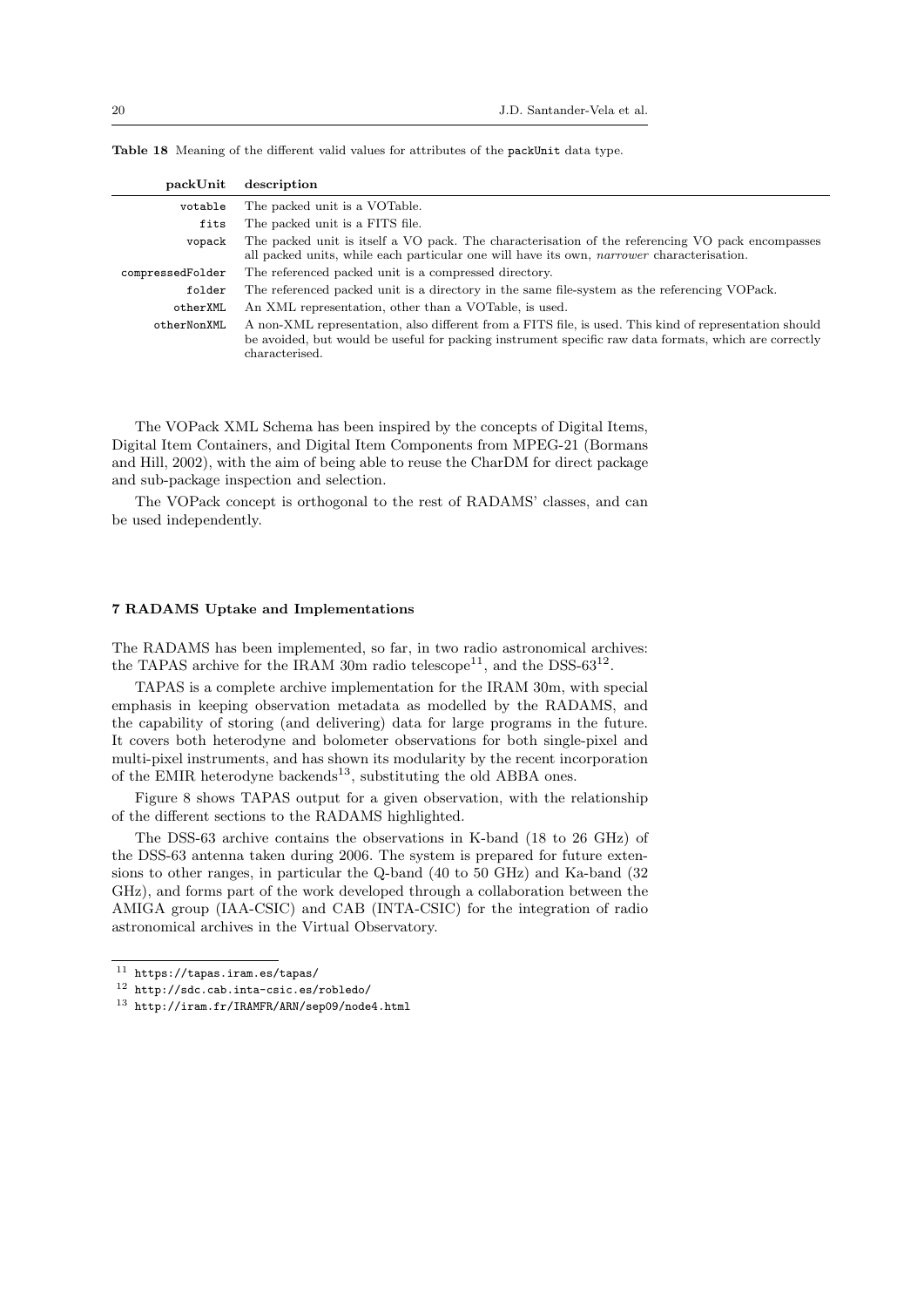**Table 18** Meaning of the different valid values for attributes of the `packUnit` data type.

| packUnit | description |
|---|---|
| `votable` | The packed unit is a VOTable. |
| `fits` | The packed unit is a FITS file. |
| `vopack` | The packed unit is itself a VO pack. The characterisation of the referencing VO pack encompasses all packed units, while each particular one will have its own, *narrower* characterisation. |
| `compressedFolder` | The referenced packed unit is a compressed directory. |
| `folder` | The referenced packed unit is a directory in the same file-system as the referencing VOPack. |
| `otherXML` | An XML representation, other than a VOTable, is used. |
| `otherNonXML` | A non-XML representation, also different from a FITS file, is used. This kind of representation should be avoided, but would be useful for packing instrument specific raw data formats, which are correctly characterised. |

The VOPack XML Schema has been inspired by the concepts of Digital Items, Digital Item Containers, and Digital Item Components from MPEG-21 (Bormans and Hill, 2002), with the aim of being able to reuse the CharDM for direct package and sub-package inspection and selection.

The VOPack concept is orthogonal to the rest of RADAMS' classes, and can be used independently.

## 7 RADAMS Uptake and Implementations

The RADAMS has been implemented, so far, in two radio astronomical archives: the TAPAS archive for the IRAM 30m radio telescope[11], and the DSS-63[12].

TAPAS is a complete archive implementation for the IRAM 30m, with special emphasis in keeping observation metadata as modelled by the RADAMS, and the capability of storing (and delivering) data for large programs in the future. It covers both heterodyne and bolometer observations for both single-pixel and multi-pixel instruments, and has shown its modularity by the recent incorporation of the EMIR heterodyne backends[13], substituting the old ABBA ones.

Figure 8 shows TAPAS output for a given observation, with the relationship of the different sections to the RADAMS highlighted.

The DSS-63 archive contains the observations in K-band (18 to 26 GHz) of the DSS-63 antenna taken during 2006. The system is prepared for future extensions to other ranges, in particular the Q-band (40 to 50 GHz) and Ka-band (32 GHz), and forms part of the work developed through a collaboration between the AMIGA group (IAA-CSIC) and CAB (INTA-CSIC) for the integration of radio astronomical archives in the Virtual Observatory.

[11] `https://tapas.iram.es/tapas/`

[12] `http://sdc.cab.inta-csic.es/robledo/`

[13] `http://iram.fr/IRAMFR/ARN/sep09/node4.html`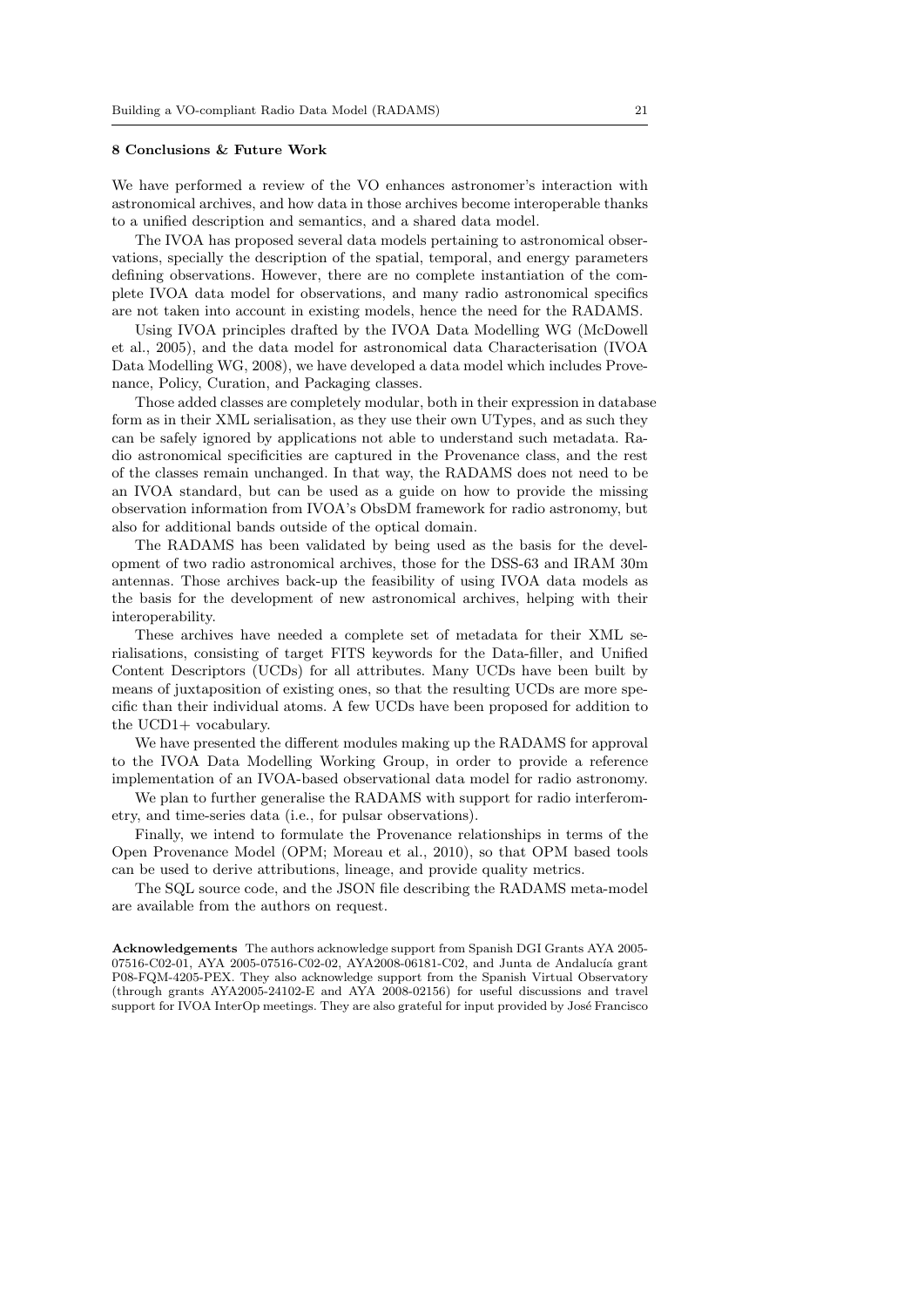### 8 Conclusions & Future Work

We have performed a review of the VO enhances astronomer's interaction with astronomical archives, and how data in those archives become interoperable thanks to a unified description and semantics, and a shared data model.

The IVOA has proposed several data models pertaining to astronomical observations, specially the description of the spatial, temporal, and energy parameters defining observations. However, there are no complete instantiation of the complete IVOA data model for observations, and many radio astronomical specifics are not taken into account in existing models, hence the need for the RADAMS.

Using IVOA principles drafted by the IVOA Data Modelling WG (McDowell et al., 2005), and the data model for astronomical data Characterisation (IVOA Data Modelling WG, 2008), we have developed a data model which includes Provenance, Policy, Curation, and Packaging classes.

Those added classes are completely modular, both in their expression in database form as in their XML serialisation, as they use their own UTypes, and as such they can be safely ignored by applications not able to understand such metadata. Radio astronomical specificities are captured in the Provenance class, and the rest of the classes remain unchanged. In that way, the RADAMS does not need to be an IVOA standard, but can be used as a guide on how to provide the missing observation information from IVOA's ObsDM framework for radio astronomy, but also for additional bands outside of the optical domain.

The RADAMS has been validated by being used as the basis for the development of two radio astronomical archives, those for the DSS-63 and IRAM 30m antennas. Those archives back-up the feasibility of using IVOA data models as the basis for the development of new astronomical archives, helping with their interoperability.

These archives have needed a complete set of metadata for their XML serialisations, consisting of target FITS keywords for the Data-filler, and Unified Content Descriptors (UCDs) for all attributes. Many UCDs have been built by means of juxtaposition of existing ones, so that the resulting UCDs are more specific than their individual atoms. A few UCDs have been proposed for addition to the UCD1+ vocabulary.

We have presented the different modules making up the RADAMS for approval to the IVOA Data Modelling Working Group, in order to provide a reference implementation of an IVOA-based observational data model for radio astronomy.

We plan to further generalise the RADAMS with support for radio interferometry, and time-series data (i.e., for pulsar observations).

Finally, we intend to formulate the Provenance relationships in terms of the Open Provenance Model (OPM; Moreau et al., 2010), so that OPM based tools can be used to derive attributions, lineage, and provide quality metrics.

The SQL source code, and the JSON file describing the RADAMS meta-model are available from the authors on request.

**Acknowledgements** The authors acknowledge support from Spanish DGI Grants AYA 2005-07516-C02-01, AYA 2005-07516-C02-02, AYA2008-06181-C02, and Junta de Andalucía grant P08-FQM-4205-PEX. They also acknowledge support from the Spanish Virtual Observatory (through grants AYA2005-24102-E and AYA 2008-02156) for useful discussions and travel support for IVOA InterOp meetings. They are also grateful for input provided by José Francisco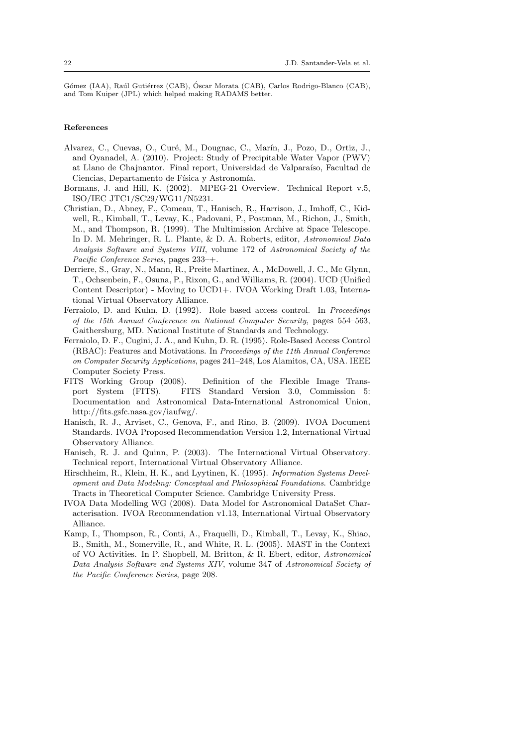Gómez (IAA), Raúl Gutiérrez (CAB), Óscar Morata (CAB), Carlos Rodrigo-Blanco (CAB), and Tom Kuiper (JPL) which helped making RADAMS better.

#### References

- Alvarez, C., Cuevas, O., Curé, M., Dougnac, C., Marín, J., Pozo, D., Ortiz, J., and Oyanadel, A. (2010). Project: Study of Precipitable Water Vapor (PWV) at Llano de Chajnantor. Final report, Universidad de Valparaíso, Facultad de Ciencias, Departamento de Física y Astronomía.
- Bormans, J. and Hill, K. (2002). MPEG-21 Overview. Technical Report v.5, ISO/IEC JTC1/SC29/WG11/N5231.
- Christian, D., Abney, F., Comeau, T., Hanisch, R., Harrison, J., Imhoff, C., Kidwell, R., Kimball, T., Levay, K., Padovani, P., Postman, M., Richon, J., Smith, M., and Thompson, R. (1999). The Multimission Archive at Space Telescope. In D. M. Mehringer, R. L. Plante, & D. A. Roberts, editor, *Astronomical Data Analysis Software and Systems VIII*, volume 172 of *Astronomical Society of the Pacific Conference Series*, pages 233–+.
- Derriere, S., Gray, N., Mann, R., Preite Martinez, A., McDowell, J. C., Mc Glynn, T., Ochsenbein, F., Osuna, P., Rixon, G., and Williams, R. (2004). UCD (Unified Content Descriptor) - Moving to UCD1+. IVOA Working Draft 1.03, International Virtual Observatory Alliance.
- Ferraiolo, D. and Kuhn, D. (1992). Role based access control. In *Proceedings of the 15th Annual Conference on National Computer Security*, pages 554–563, Gaithersburg, MD. National Institute of Standards and Technology.
- Ferraiolo, D. F., Cugini, J. A., and Kuhn, D. R. (1995). Role-Based Access Control (RBAC): Features and Motivations. In *Proceedings of the 11th Annual Conference on Computer Security Applications*, pages 241–248, Los Alamitos, CA, USA. IEEE Computer Society Press.
- FITS Working Group (2008). Definition of the Flexible Image Transport System (FITS). FITS Standard Version 3.0, Commission 5: Documentation and Astronomical Data-International Astronomical Union, http://fits.gsfc.nasa.gov/iaufwg/.
- Hanisch, R. J., Arviset, C., Genova, F., and Rino, B. (2009). IVOA Document Standards. IVOA Proposed Recommendation Version 1.2, International Virtual Observatory Alliance.
- Hanisch, R. J. and Quinn, P. (2003). The International Virtual Observatory. Technical report, International Virtual Observatory Alliance.
- Hirschheim, R., Klein, H. K., and Lyytinen, K. (1995). *Information Systems Development and Data Modeling: Conceptual and Philosophical Foundations*. Cambridge Tracts in Theoretical Computer Science. Cambridge University Press.
- IVOA Data Modelling WG (2008). Data Model for Astronomical DataSet Characterisation. IVOA Recommendation v1.13, International Virtual Observatory Alliance.
- Kamp, I., Thompson, R., Conti, A., Fraquelli, D., Kimball, T., Levay, K., Shiao, B., Smith, M., Somerville, R., and White, R. L. (2005). MAST in the Context of VO Activities. In P. Shopbell, M. Britton, & R. Ebert, editor, *Astronomical Data Analysis Software and Systems XIV*, volume 347 of *Astronomical Society of the Pacific Conference Series*, page 208.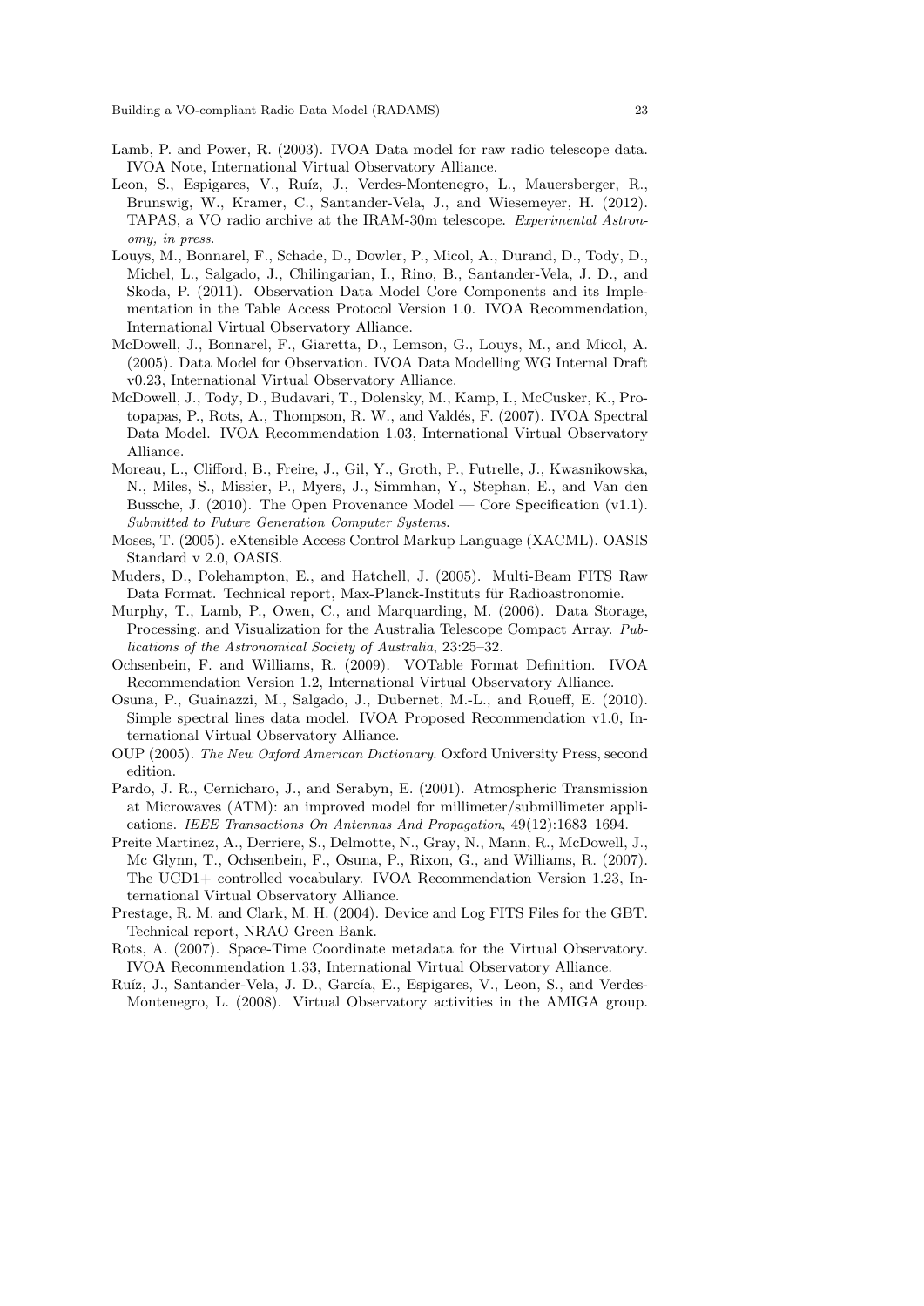Lamb, P. and Power, R. (2003). IVOA Data model for raw radio telescope data. IVOA Note, International Virtual Observatory Alliance.

Leon, S., Espigares, V., Ruíz, J., Verdes-Montenegro, L., Mauersberger, R., Brunswig, W., Kramer, C., Santander-Vela, J., and Wiesemeyer, H. (2012). TAPAS, a VO radio archive at the IRAM-30m telescope. *Experimental Astronomy, in press*.

Louys, M., Bonnarel, F., Schade, D., Dowler, P., Micol, A., Durand, D., Tody, D., Michel, L., Salgado, J., Chilingarian, I., Rino, B., Santander-Vela, J. D., and Skoda, P. (2011). Observation Data Model Core Components and its Implementation in the Table Access Protocol Version 1.0. IVOA Recommendation, International Virtual Observatory Alliance.

McDowell, J., Bonnarel, F., Giaretta, D., Lemson, G., Louys, M., and Micol, A. (2005). Data Model for Observation. IVOA Data Modelling WG Internal Draft v0.23, International Virtual Observatory Alliance.

McDowell, J., Tody, D., Budavari, T., Dolensky, M., Kamp, I., McCusker, K., Protopapas, P., Rots, A., Thompson, R. W., and Valdés, F. (2007). IVOA Spectral Data Model. IVOA Recommendation 1.03, International Virtual Observatory Alliance.

Moreau, L., Clifford, B., Freire, J., Gil, Y., Groth, P., Futrelle, J., Kwasnikowska, N., Miles, S., Missier, P., Myers, J., Simmhan, Y., Stephan, E., and Van den Bussche, J. (2010). The Open Provenance Model — Core Specification (v1.1). *Submitted to Future Generation Computer Systems*.

Moses, T. (2005). eXtensible Access Control Markup Language (XACML). OASIS Standard v 2.0, OASIS.

Muders, D., Polehampton, E., and Hatchell, J. (2005). Multi-Beam FITS Raw Data Format. Technical report, Max-Planck-Instituts für Radioastronomie.

Murphy, T., Lamb, P., Owen, C., and Marquarding, M. (2006). Data Storage, Processing, and Visualization for the Australia Telescope Compact Array. *Publications of the Astronomical Society of Australia*, 23:25–32.

Ochsenbein, F. and Williams, R. (2009). VOTable Format Definition. IVOA Recommendation Version 1.2, International Virtual Observatory Alliance.

Osuna, P., Guainazzi, M., Salgado, J., Dubernet, M.-L., and Roueff, E. (2010). Simple spectral lines data model. IVOA Proposed Recommendation v1.0, International Virtual Observatory Alliance.

OUP (2005). *The New Oxford American Dictionary*. Oxford University Press, second edition.

Pardo, J. R., Cernicharo, J., and Serabyn, E. (2001). Atmospheric Transmission at Microwaves (ATM): an improved model for millimeter/submillimeter applications. *IEEE Transactions On Antennas And Propagation*, 49(12):1683–1694.

Preite Martinez, A., Derriere, S., Delmotte, N., Gray, N., Mann, R., McDowell, J., Mc Glynn, T., Ochsenbein, F., Osuna, P., Rixon, G., and Williams, R. (2007). The UCD1+ controlled vocabulary. IVOA Recommendation Version 1.23, International Virtual Observatory Alliance.

Prestage, R. M. and Clark, M. H. (2004). Device and Log FITS Files for the GBT. Technical report, NRAO Green Bank.

Rots, A. (2007). Space-Time Coordinate metadata for the Virtual Observatory. IVOA Recommendation 1.33, International Virtual Observatory Alliance.

Ruíz, J., Santander-Vela, J. D., García, E., Espigares, V., Leon, S., and Verdes-Montenegro, L. (2008). Virtual Observatory activities in the AMIGA group.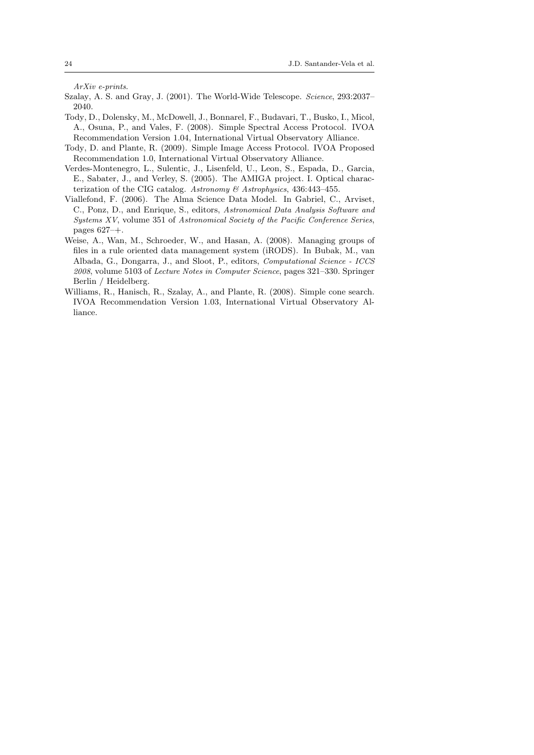*ArXiv e-prints*.

Szalay, A. S. and Gray, J. (2001). The World-Wide Telescope. *Science*, 293:2037–2040.

Tody, D., Dolensky, M., McDowell, J., Bonnarel, F., Budavari, T., Busko, I., Micol, A., Osuna, P., and Vales, F. (2008). Simple Spectral Access Protocol. IVOA Recommendation Version 1.04, International Virtual Observatory Alliance.

Tody, D. and Plante, R. (2009). Simple Image Access Protocol. IVOA Proposed Recommendation 1.0, International Virtual Observatory Alliance.

Verdes-Montenegro, L., Sulentic, J., Lisenfeld, U., Leon, S., Espada, D., Garcia, E., Sabater, J., and Verley, S. (2005). The AMIGA project. I. Optical characterization of the CIG catalog. *Astronomy & Astrophysics*, 436:443–455.

Viallefond, F. (2006). The Alma Science Data Model. In Gabriel, C., Arviset, C., Ponz, D., and Enrique, S., editors, *Astronomical Data Analysis Software and Systems XV*, volume 351 of *Astronomical Society of the Pacific Conference Series*, pages 627–+.

Weise, A., Wan, M., Schroeder, W., and Hasan, A. (2008). Managing groups of files in a rule oriented data management system (iRODS). In Bubak, M., van Albada, G., Dongarra, J., and Sloot, P., editors, *Computational Science - ICCS 2008*, volume 5103 of *Lecture Notes in Computer Science*, pages 321–330. Springer Berlin / Heidelberg.

Williams, R., Hanisch, R., Szalay, A., and Plante, R. (2008). Simple cone search. IVOA Recommendation Version 1.03, International Virtual Observatory Alliance.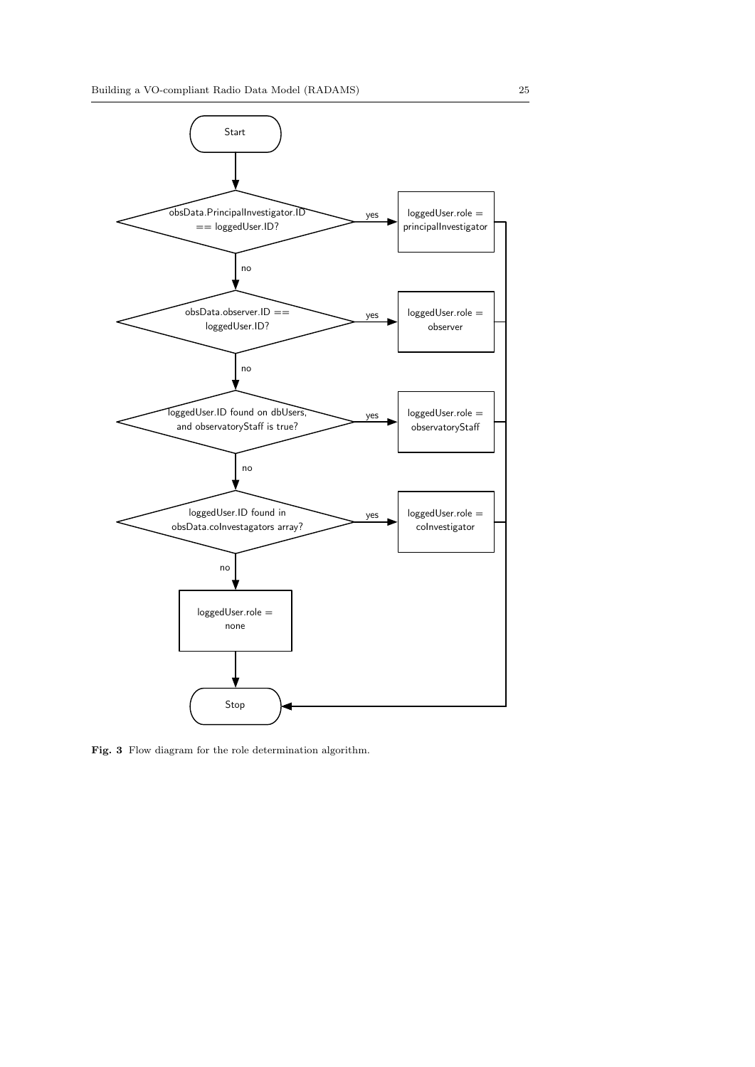**Fig. 3** Flow diagram for the role determination algorithm.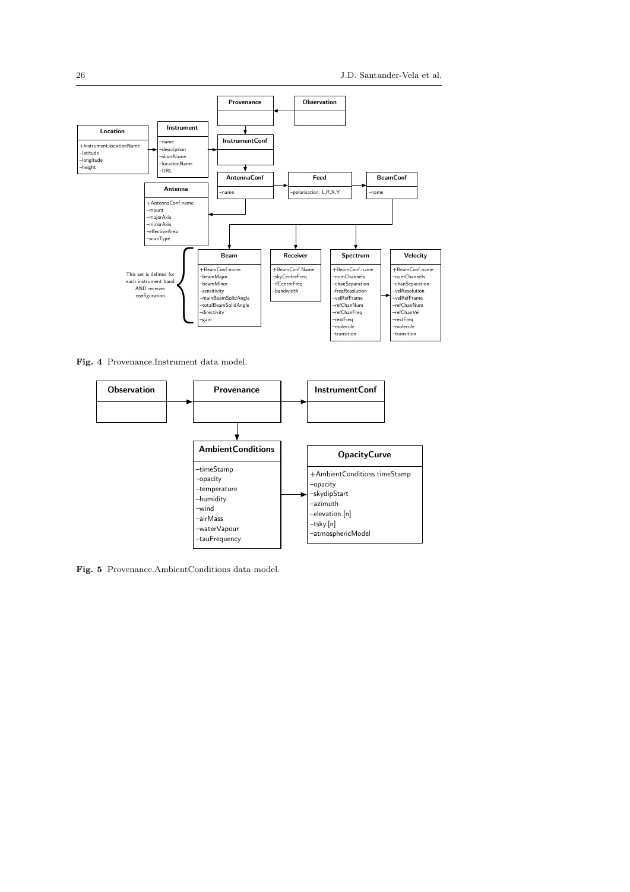Fig. 4 Provenance.Instrument data model.

Fig. 5 Provenance.AmbientConditions data model.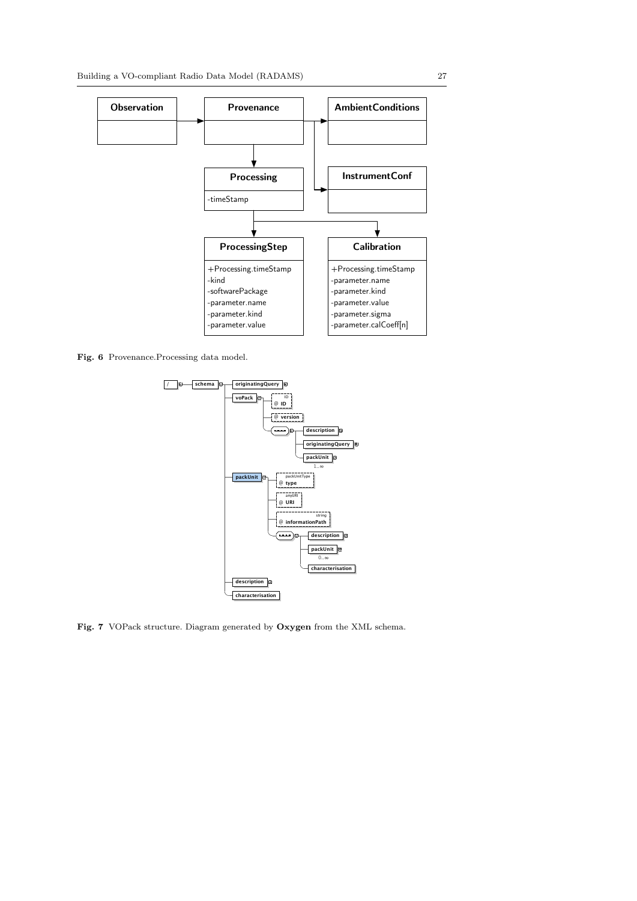| Observation | → | Provenance | → | AmbientConditions |
|---|---|---|---|---|
|  |  |  | → | InstrumentConf |

**Processing**
- -timeStamp

**ProcessingStep**
- +Processing.timeStamp
- -kind
- -softwarePackage
- -parameter.name
- -parameter.kind
- -parameter.value

**Calibration**
- +Processing.timeStamp
- -parameter.name
- -parameter.kind
- -parameter.value
- -parameter.sigma
- -parameter.calCoeff[n]

**Fig. 6** Provenance.Processing data model.

```
/ ── schema ─┬─ originatingQuery
             ├─ voPack ─┬─ @ ID (ID)
             │          ├─ @ version
             │          └─ (sequence) ─┬─ description
             │                         ├─ originatingQuery
             │                         └─ packUnit (1..∞)
             ├─ packUnit ─┬─ @ type (packUnitType)
             │            ├─ @ URI (anyURI)
             │            ├─ @ informationPath (string)
             │            └─ (sequence) ─┬─ description
             │                           ├─ packUnit (0..∞)
             │                           └─ characterisation
             ├─ description
             └─ characterisation
```

**Fig. 7** VOPack structure. Diagram generated by **Oxygen** from the XML schema.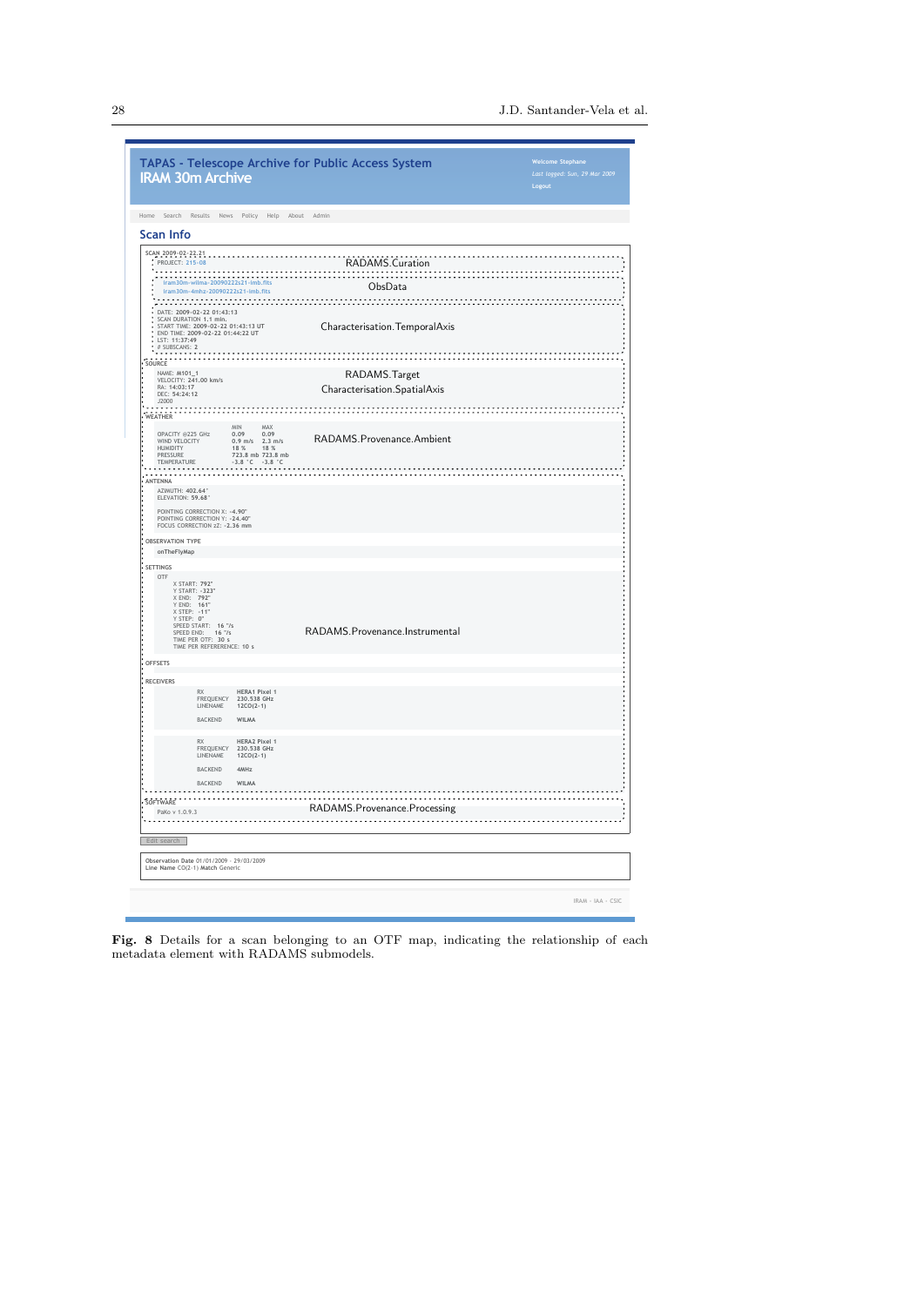TAPAS - Telescope Archive for Public Access System
IRAM 30m Archive

Welcome Stephane
Last logged: Sun, 29 Mar 2009
Logout

Home Search Results News Policy Help About Admin

Scan Info

SCAN 2009-02-22-21
PROJECT: 215-08
RADAMS.Curation

iram30m-wilma-20090222s21-imb.fits
iram30m-4mhz-20090222s21-imb.fits
ObsData

DATE: 2009-02-22 01:43:13
SCAN DURATION 1.1 min.
START TIME: 2009-02-22 01:43:13 UT
END TIME: 2009-02-22 01:44:22 UT
LST: 11:37:49
# SUBSCANS: 2
Characterisation.TemporalAxis

SOURCE
NAME: M101_1
VELOCITY: 241.00 km/s
RA: 14:03:17
DEC: 54:24:12
J2000
RADAMS.Target
Characterisation.SpatialAxis

WEATHER

| | MIN | MAX |
|---|---|---|
| OPACITY @225 GHz | 0.09 | 0.09 |
| WIND VELOCITY | 0.9 m/s | 2.3 m/s |
| HUMIDITY | 18 % | 18 % |
| PRESSURE | 723.8 mb | 723.8 mb |
| TEMPERATURE | -3.8 °C | -3.8 °C |

RADAMS.Provenance.Ambient

ANTENNA
AZIMUTH: 402.64°
ELEVATION: 59.68°

POINTING CORRECTION X: -4.90"
POINTING CORRECTION Y: -24.40"
FOCUS CORRECTION zZ: -2.36 mm

OBSERVATION TYPE
onTheFlyMap

SETTINGS
OTF
X START: 792"
Y START: -323"
X END: 792"
Y END: 161"
X STEP: -11"
Y STEP: 0"
SPEED START: 16 "/s
SPEED END: 16 "/s
TIME PER OTF: 30 s
TIME PER REFERERENCE: 10 s

RADAMS.Provenance.Instrumental

OFFSETS

RECEIVERS
RX HERA1 Pixel 1
FREQUENCY 230.538 GHz
LINENAME 12CO(2-1)

BACKEND WILMA

RX HERA2 Pixel 1
FREQUENCY 230.538 GHz
LINENAME 12CO(2-1)

BACKEND 4MHz

BACKEND WILMA

SOFTWARE
PaKo v 1.0.9.3
RADAMS.Provenance.Processing

Edit search

**Observation Date** 01/01/2009 - 29/03/2009
**Line Name** CO(2-1) **Match** Generic

IRAM - IAA - CSIC

**Fig. 8** Details for a scan belonging to an OTF map, indicating the relationship of each metadata element with RADAMS submodels.